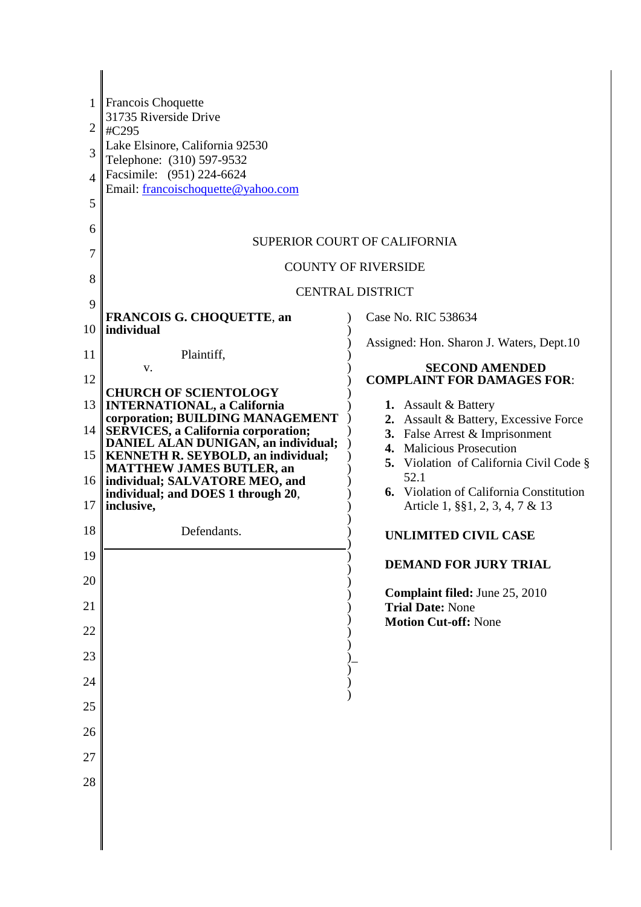Francois Choquette
31735 Riverside Drive
#C295
Lake Elsinore, California 92530
Telephone: (310) 597-9532
Facsimile: (951) 224-6624
Email: francoischoquette@yahoo.com

SUPERIOR COURT OF CALIFORNIA

COUNTY OF RIVERSIDE

CENTRAL DISTRICT

**FRANCOIS G. CHOQUETTE**, **an individual**

Plaintiff,

v.

**CHURCH OF SCIENTOLOGY INTERNATIONAL, a California corporation; BUILDING MANAGEMENT SERVICES, a California corporation; DANIEL ALAN DUNIGAN, an individual; KENNETH R. SEYBOLD, an individual; MATTHEW JAMES BUTLER, an individual; SALVATORE MEO, and individual; and DOES 1 through 20, inclusive,**

Defendants.

Case No. RIC 538634

Assigned: Hon. Sharon J. Waters, Dept.10

**SECOND AMENDED COMPLAINT FOR DAMAGES FOR**:

1. Assault & Battery
2. Assault & Battery, Excessive Force
3. False Arrest & Imprisonment
4. Malicious Prosecution
5. Violation of California Civil Code § 52.1
6. Violation of California Constitution Article 1, §§1, 2, 3, 4, 7 & 13

**UNLIMITED CIVIL CASE**

**DEMAND FOR JURY TRIAL**

**Complaint filed:** June 25, 2010
**Trial Date:** None
**Motion Cut-off:** None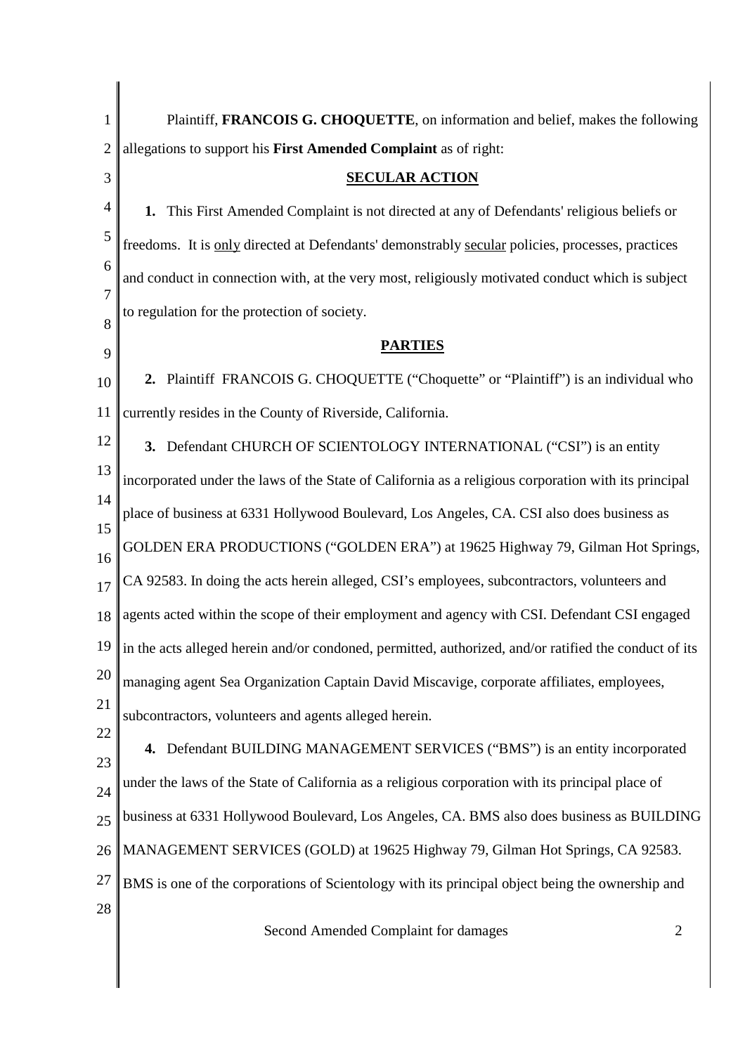Plaintiff, **FRANCOIS G. CHOQUETTE**, on information and belief, makes the following allegations to support his **First Amended Complaint** as of right:

**SECULAR ACTION**

**1.** This First Amended Complaint is not directed at any of Defendants' religious beliefs or freedoms. It is only directed at Defendants' demonstrably secular policies, processes, practices and conduct in connection with, at the very most, religiously motivated conduct which is subject to regulation for the protection of society.

**PARTIES**

**2.** Plaintiff FRANCOIS G. CHOQUETTE ("Choquette" or "Plaintiff") is an individual who currently resides in the County of Riverside, California.

**3.** Defendant CHURCH OF SCIENTOLOGY INTERNATIONAL ("CSI") is an entity incorporated under the laws of the State of California as a religious corporation with its principal place of business at 6331 Hollywood Boulevard, Los Angeles, CA. CSI also does business as GOLDEN ERA PRODUCTIONS ("GOLDEN ERA") at 19625 Highway 79, Gilman Hot Springs, CA 92583. In doing the acts herein alleged, CSI's employees, subcontractors, volunteers and agents acted within the scope of their employment and agency with CSI. Defendant CSI engaged in the acts alleged herein and/or condoned, permitted, authorized, and/or ratified the conduct of its managing agent Sea Organization Captain David Miscavige, corporate affiliates, employees, subcontractors, volunteers and agents alleged herein.

**4.** Defendant BUILDING MANAGEMENT SERVICES ("BMS") is an entity incorporated under the laws of the State of California as a religious corporation with its principal place of business at 6331 Hollywood Boulevard, Los Angeles, CA. BMS also does business as BUILDING MANAGEMENT SERVICES (GOLD) at 19625 Highway 79, Gilman Hot Springs, CA 92583. BMS is one of the corporations of Scientology with its principal object being the ownership and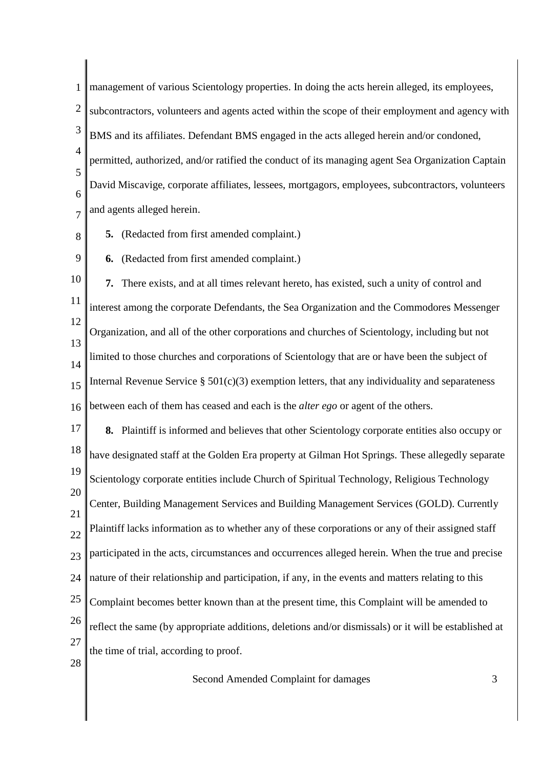management of various Scientology properties. In doing the acts herein alleged, its employees, subcontractors, volunteers and agents acted within the scope of their employment and agency with BMS and its affiliates. Defendant BMS engaged in the acts alleged herein and/or condoned, permitted, authorized, and/or ratified the conduct of its managing agent Sea Organization Captain David Miscavige, corporate affiliates, lessees, mortgagors, employees, subcontractors, volunteers and agents alleged herein.

**5.** (Redacted from first amended complaint.)

**6.** (Redacted from first amended complaint.)

**7.** There exists, and at all times relevant hereto, has existed, such a unity of control and interest among the corporate Defendants, the Sea Organization and the Commodores Messenger Organization, and all of the other corporations and churches of Scientology, including but not limited to those churches and corporations of Scientology that are or have been the subject of Internal Revenue Service § 501(c)(3) exemption letters, that any individuality and separateness between each of them has ceased and each is the *alter ego* or agent of the others.

**8.** Plaintiff is informed and believes that other Scientology corporate entities also occupy or have designated staff at the Golden Era property at Gilman Hot Springs. These allegedly separate Scientology corporate entities include Church of Spiritual Technology, Religious Technology Center, Building Management Services and Building Management Services (GOLD). Currently Plaintiff lacks information as to whether any of these corporations or any of their assigned staff participated in the acts, circumstances and occurrences alleged herein. When the true and precise nature of their relationship and participation, if any, in the events and matters relating to this Complaint becomes better known than at the present time, this Complaint will be amended to reflect the same (by appropriate additions, deletions and/or dismissals) or it will be established at the time of trial, according to proof.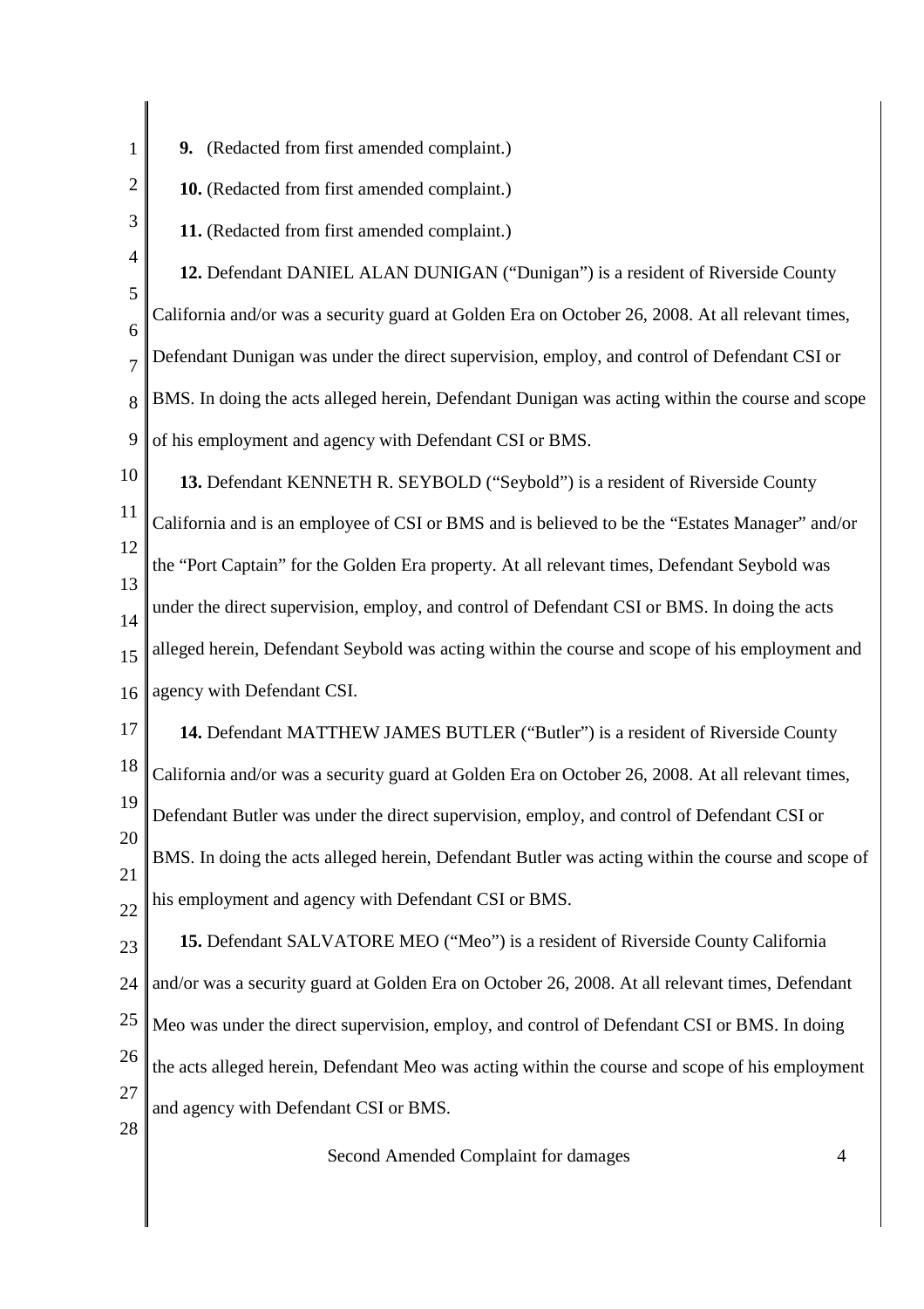**9.** (Redacted from first amended complaint.)

**10.** (Redacted from first amended complaint.)

**11.** (Redacted from first amended complaint.)

**12.** Defendant DANIEL ALAN DUNIGAN ("Dunigan") is a resident of Riverside County California and/or was a security guard at Golden Era on October 26, 2008. At all relevant times, Defendant Dunigan was under the direct supervision, employ, and control of Defendant CSI or BMS. In doing the acts alleged herein, Defendant Dunigan was acting within the course and scope of his employment and agency with Defendant CSI or BMS.

**13.** Defendant KENNETH R. SEYBOLD ("Seybold") is a resident of Riverside County California and is an employee of CSI or BMS and is believed to be the "Estates Manager" and/or the "Port Captain" for the Golden Era property. At all relevant times, Defendant Seybold was under the direct supervision, employ, and control of Defendant CSI or BMS. In doing the acts alleged herein, Defendant Seybold was acting within the course and scope of his employment and agency with Defendant CSI.

**14.** Defendant MATTHEW JAMES BUTLER ("Butler") is a resident of Riverside County California and/or was a security guard at Golden Era on October 26, 2008. At all relevant times, Defendant Butler was under the direct supervision, employ, and control of Defendant CSI or BMS. In doing the acts alleged herein, Defendant Butler was acting within the course and scope of his employment and agency with Defendant CSI or BMS.

**15.** Defendant SALVATORE MEO ("Meo") is a resident of Riverside County California and/or was a security guard at Golden Era on October 26, 2008. At all relevant times, Defendant Meo was under the direct supervision, employ, and control of Defendant CSI or BMS. In doing the acts alleged herein, Defendant Meo was acting within the course and scope of his employment and agency with Defendant CSI or BMS.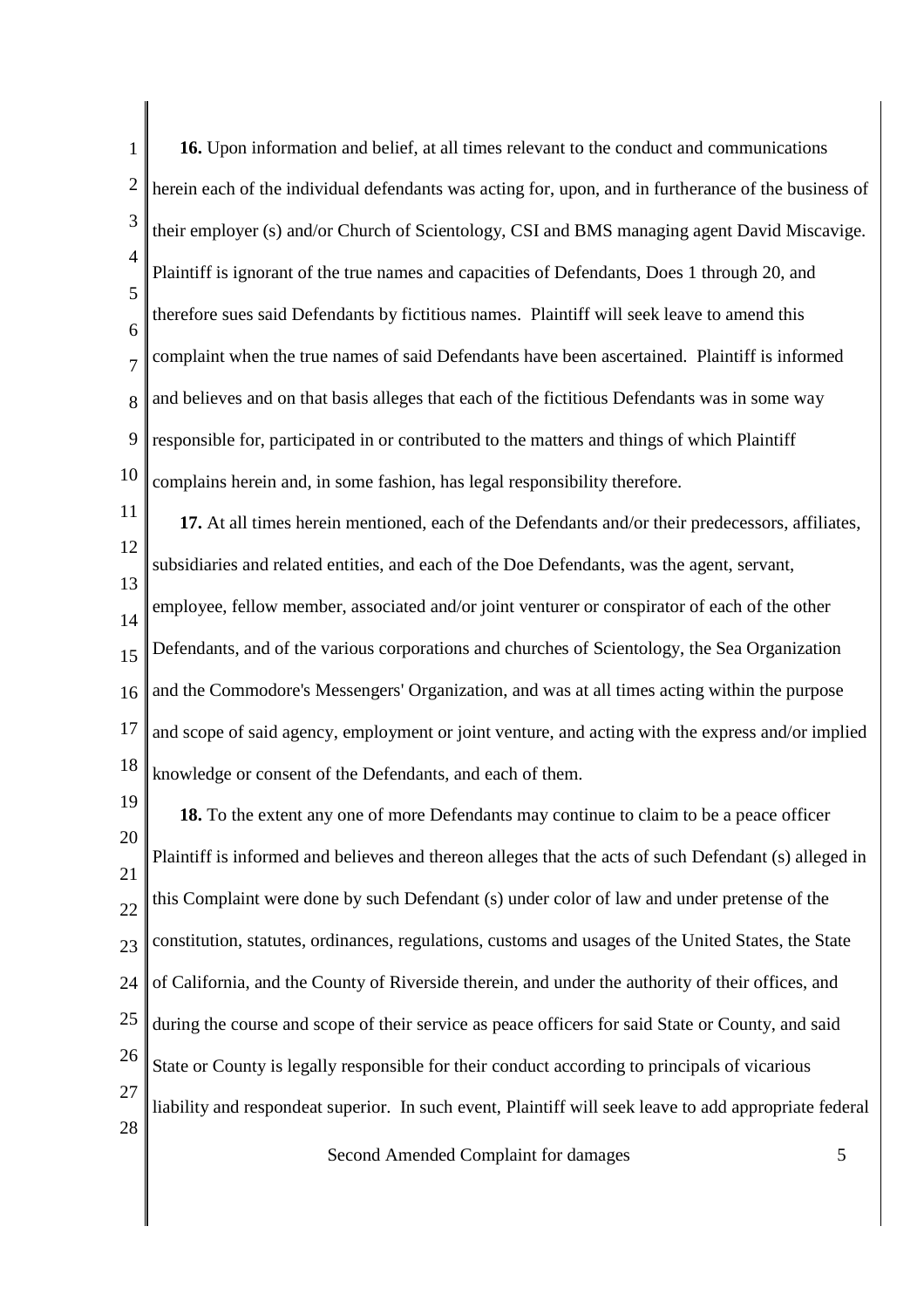**16.** Upon information and belief, at all times relevant to the conduct and communications herein each of the individual defendants was acting for, upon, and in furtherance of the business of their employer (s) and/or Church of Scientology, CSI and BMS managing agent David Miscavige. Plaintiff is ignorant of the true names and capacities of Defendants, Does 1 through 20, and therefore sues said Defendants by fictitious names. Plaintiff will seek leave to amend this complaint when the true names of said Defendants have been ascertained. Plaintiff is informed and believes and on that basis alleges that each of the fictitious Defendants was in some way responsible for, participated in or contributed to the matters and things of which Plaintiff complains herein and, in some fashion, has legal responsibility therefore.

**17.** At all times herein mentioned, each of the Defendants and/or their predecessors, affiliates, subsidiaries and related entities, and each of the Doe Defendants, was the agent, servant, employee, fellow member, associated and/or joint venturer or conspirator of each of the other Defendants, and of the various corporations and churches of Scientology, the Sea Organization and the Commodore's Messengers' Organization, and was at all times acting within the purpose and scope of said agency, employment or joint venture, and acting with the express and/or implied knowledge or consent of the Defendants, and each of them.

**18.** To the extent any one of more Defendants may continue to claim to be a peace officer Plaintiff is informed and believes and thereon alleges that the acts of such Defendant (s) alleged in this Complaint were done by such Defendant (s) under color of law and under pretense of the constitution, statutes, ordinances, regulations, customs and usages of the United States, the State of California, and the County of Riverside therein, and under the authority of their offices, and during the course and scope of their service as peace officers for said State or County, and said State or County is legally responsible for their conduct according to principals of vicarious liability and respondeat superior. In such event, Plaintiff will seek leave to add appropriate federal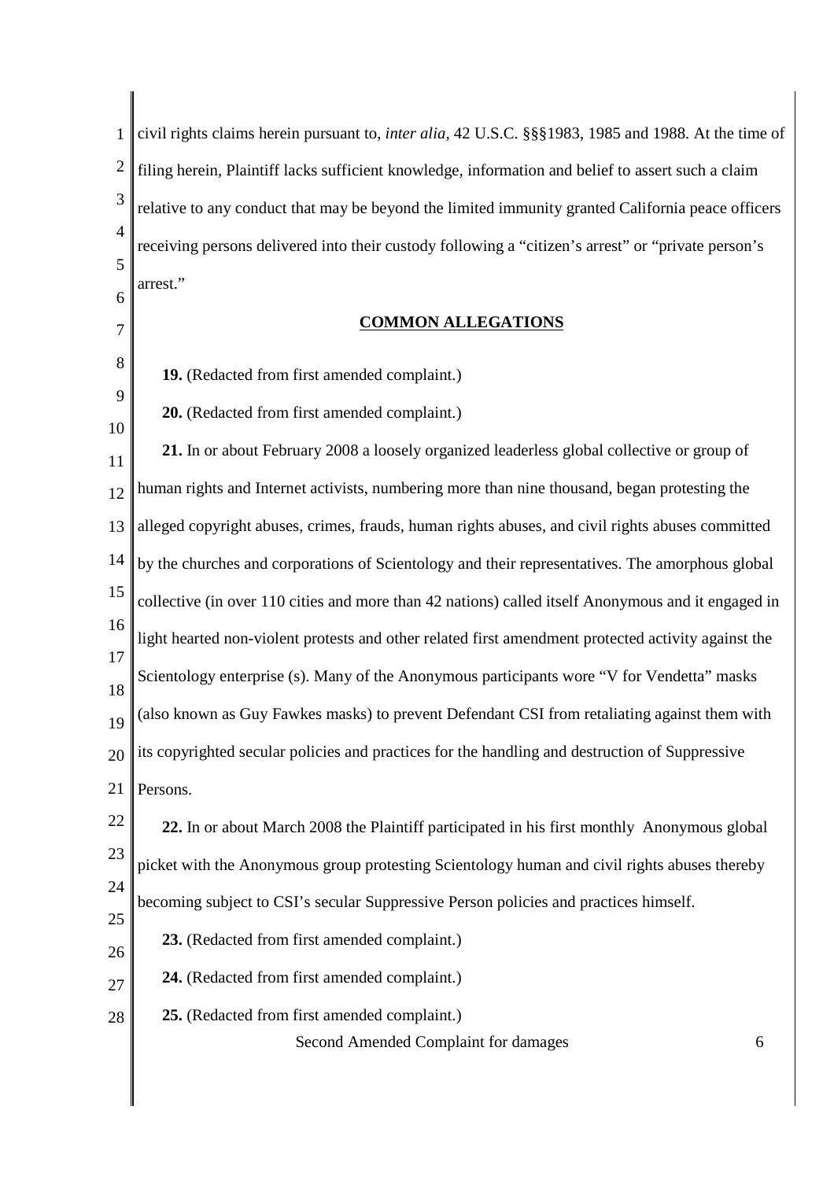civil rights claims herein pursuant to, *inter alia*, 42 U.S.C. §§§1983, 1985 and 1988. At the time of filing herein, Plaintiff lacks sufficient knowledge, information and belief to assert such a claim relative to any conduct that may be beyond the limited immunity granted California peace officers receiving persons delivered into their custody following a "citizen's arrest" or "private person's arrest."

## COMMON ALLEGATIONS

**19.** (Redacted from first amended complaint.)

**20.** (Redacted from first amended complaint.)

**21.** In or about February 2008 a loosely organized leaderless global collective or group of human rights and Internet activists, numbering more than nine thousand, began protesting the alleged copyright abuses, crimes, frauds, human rights abuses, and civil rights abuses committed by the churches and corporations of Scientology and their representatives. The amorphous global collective (in over 110 cities and more than 42 nations) called itself Anonymous and it engaged in light hearted non-violent protests and other related first amendment protected activity against the Scientology enterprise (s). Many of the Anonymous participants wore "V for Vendetta" masks (also known as Guy Fawkes masks) to prevent Defendant CSI from retaliating against them with its copyrighted secular policies and practices for the handling and destruction of Suppressive Persons.

**22.** In or about March 2008 the Plaintiff participated in his first monthly Anonymous global picket with the Anonymous group protesting Scientology human and civil rights abuses thereby becoming subject to CSI's secular Suppressive Person policies and practices himself.

**23.** (Redacted from first amended complaint.)

**24.** (Redacted from first amended complaint.)

**25.** (Redacted from first amended complaint.)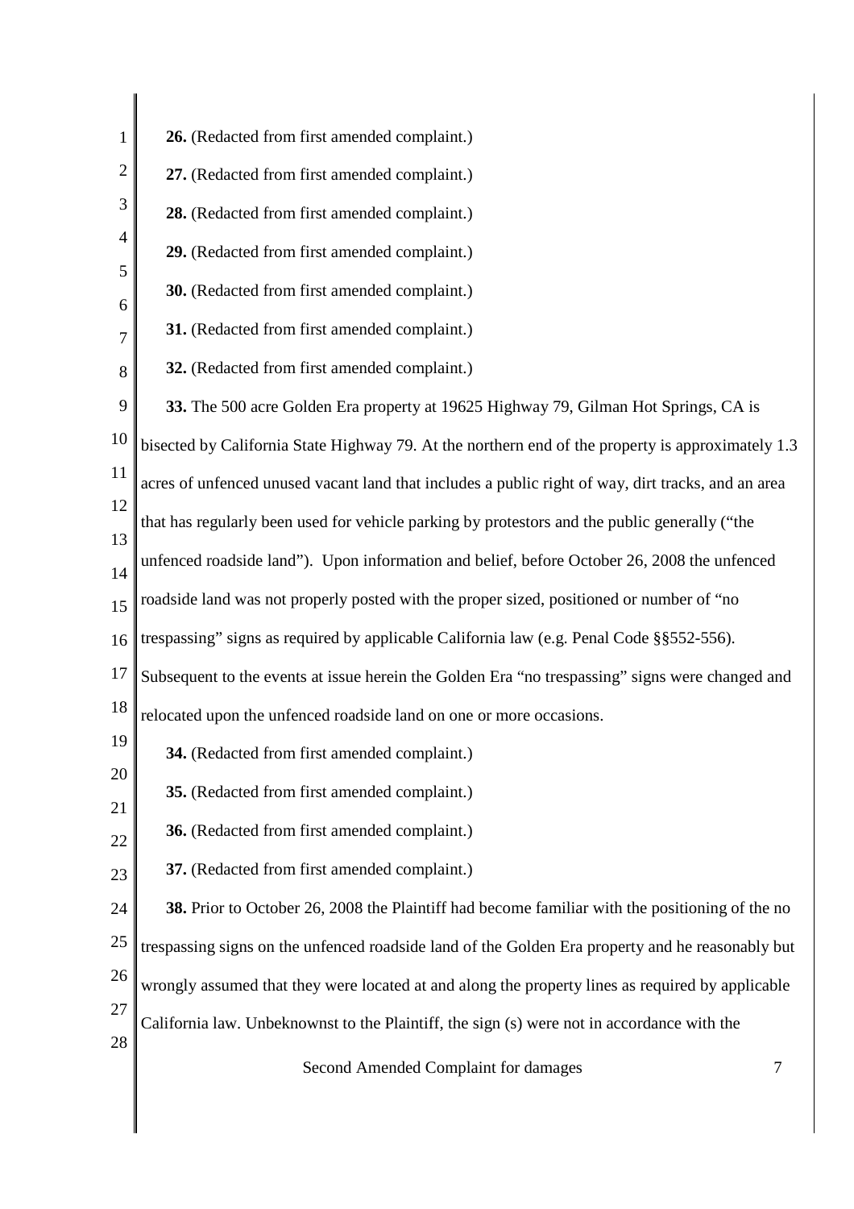**26.** (Redacted from first amended complaint.)

**27.** (Redacted from first amended complaint.)

**28.** (Redacted from first amended complaint.)

**29.** (Redacted from first amended complaint.)

**30.** (Redacted from first amended complaint.)

**31.** (Redacted from first amended complaint.)

**32.** (Redacted from first amended complaint.)

**33.** The 500 acre Golden Era property at 19625 Highway 79, Gilman Hot Springs, CA is bisected by California State Highway 79. At the northern end of the property is approximately 1.3 acres of unfenced unused vacant land that includes a public right of way, dirt tracks, and an area that has regularly been used for vehicle parking by protestors and the public generally ("the unfenced roadside land"). Upon information and belief, before October 26, 2008 the unfenced roadside land was not properly posted with the proper sized, positioned or number of "no trespassing" signs as required by applicable California law (e.g. Penal Code §§552-556). Subsequent to the events at issue herein the Golden Era "no trespassing" signs were changed and relocated upon the unfenced roadside land on one or more occasions.

**34.** (Redacted from first amended complaint.)

**35.** (Redacted from first amended complaint.)

**36.** (Redacted from first amended complaint.)

**37.** (Redacted from first amended complaint.)

**38.** Prior to October 26, 2008 the Plaintiff had become familiar with the positioning of the no trespassing signs on the unfenced roadside land of the Golden Era property and he reasonably but wrongly assumed that they were located at and along the property lines as required by applicable California law. Unbeknownst to the Plaintiff, the sign (s) were not in accordance with the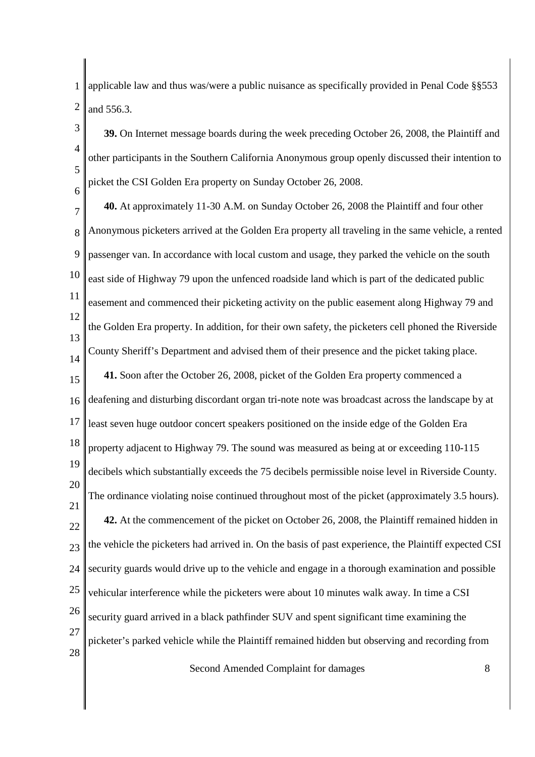applicable law and thus was/were a public nuisance as specifically provided in Penal Code §§553 and 556.3.

**39.** On Internet message boards during the week preceding October 26, 2008, the Plaintiff and other participants in the Southern California Anonymous group openly discussed their intention to picket the CSI Golden Era property on Sunday October 26, 2008.

**40.** At approximately 11-30 A.M. on Sunday October 26, 2008 the Plaintiff and four other Anonymous picketers arrived at the Golden Era property all traveling in the same vehicle, a rented passenger van. In accordance with local custom and usage, they parked the vehicle on the south east side of Highway 79 upon the unfenced roadside land which is part of the dedicated public easement and commenced their picketing activity on the public easement along Highway 79 and the Golden Era property. In addition, for their own safety, the picketers cell phoned the Riverside County Sheriff's Department and advised them of their presence and the picket taking place.

**41.** Soon after the October 26, 2008, picket of the Golden Era property commenced a deafening and disturbing discordant organ tri-note note was broadcast across the landscape by at least seven huge outdoor concert speakers positioned on the inside edge of the Golden Era property adjacent to Highway 79. The sound was measured as being at or exceeding 110-115 decibels which substantially exceeds the 75 decibels permissible noise level in Riverside County. The ordinance violating noise continued throughout most of the picket (approximately 3.5 hours).

**42.** At the commencement of the picket on October 26, 2008, the Plaintiff remained hidden in the vehicle the picketers had arrived in. On the basis of past experience, the Plaintiff expected CSI security guards would drive up to the vehicle and engage in a thorough examination and possible vehicular interference while the picketers were about 10 minutes walk away. In time a CSI security guard arrived in a black pathfinder SUV and spent significant time examining the picketer's parked vehicle while the Plaintiff remained hidden but observing and recording from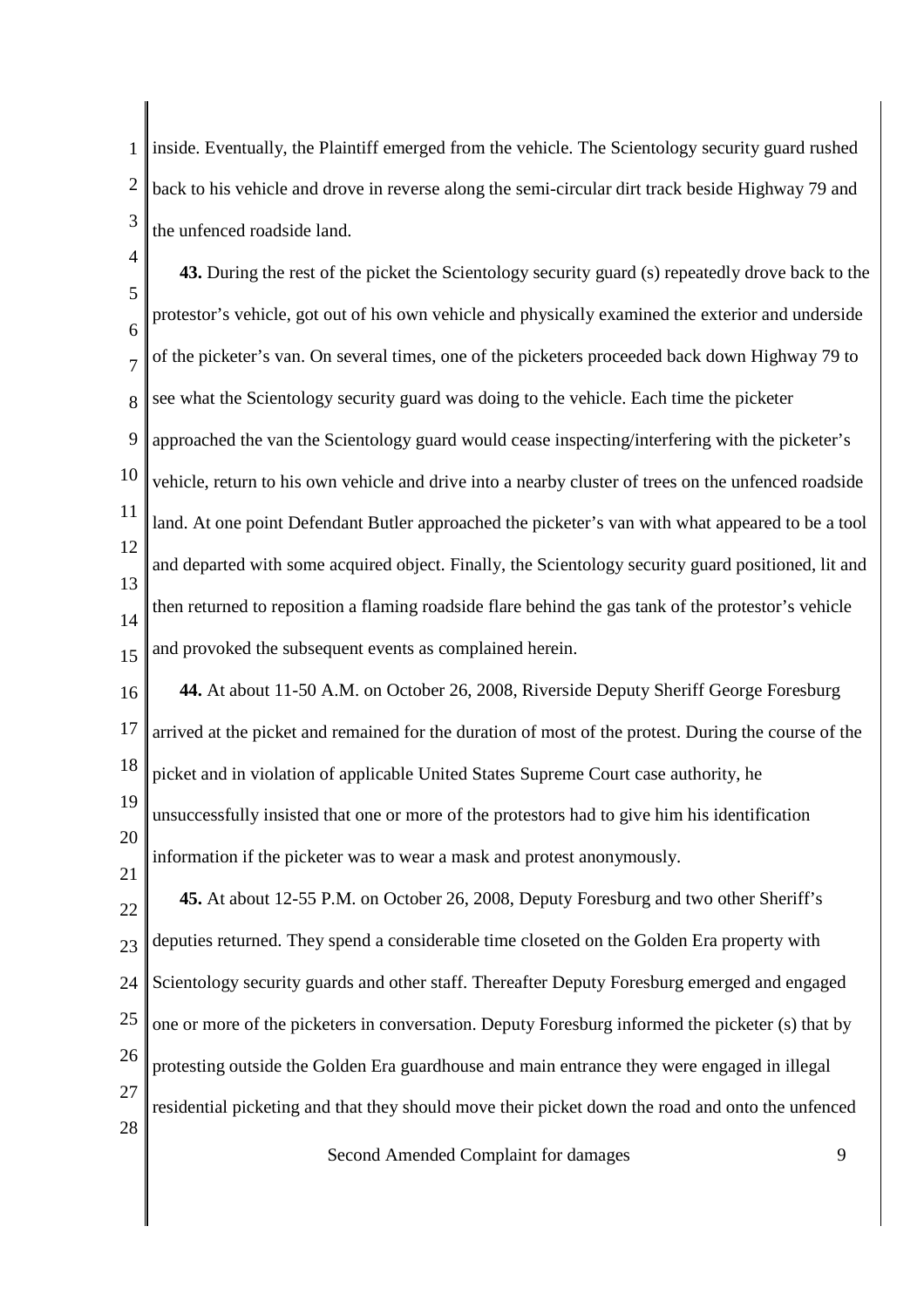inside. Eventually, the Plaintiff emerged from the vehicle. The Scientology security guard rushed back to his vehicle and drove in reverse along the semi-circular dirt track beside Highway 79 and the unfenced roadside land.

**43.** During the rest of the picket the Scientology security guard (s) repeatedly drove back to the protestor's vehicle, got out of his own vehicle and physically examined the exterior and underside of the picketer's van. On several times, one of the picketers proceeded back down Highway 79 to see what the Scientology security guard was doing to the vehicle. Each time the picketer approached the van the Scientology guard would cease inspecting/interfering with the picketer's vehicle, return to his own vehicle and drive into a nearby cluster of trees on the unfenced roadside land. At one point Defendant Butler approached the picketer's van with what appeared to be a tool and departed with some acquired object. Finally, the Scientology security guard positioned, lit and then returned to reposition a flaming roadside flare behind the gas tank of the protestor's vehicle and provoked the subsequent events as complained herein.

**44.** At about 11-50 A.M. on October 26, 2008, Riverside Deputy Sheriff George Foresburg arrived at the picket and remained for the duration of most of the protest. During the course of the picket and in violation of applicable United States Supreme Court case authority, he unsuccessfully insisted that one or more of the protestors had to give him his identification information if the picketer was to wear a mask and protest anonymously.

**45.** At about 12-55 P.M. on October 26, 2008, Deputy Foresburg and two other Sheriff's deputies returned. They spend a considerable time closeted on the Golden Era property with Scientology security guards and other staff. Thereafter Deputy Foresburg emerged and engaged one or more of the picketers in conversation. Deputy Foresburg informed the picketer (s) that by protesting outside the Golden Era guardhouse and main entrance they were engaged in illegal residential picketing and that they should move their picket down the road and onto the unfenced

Second Amended Complaint for damages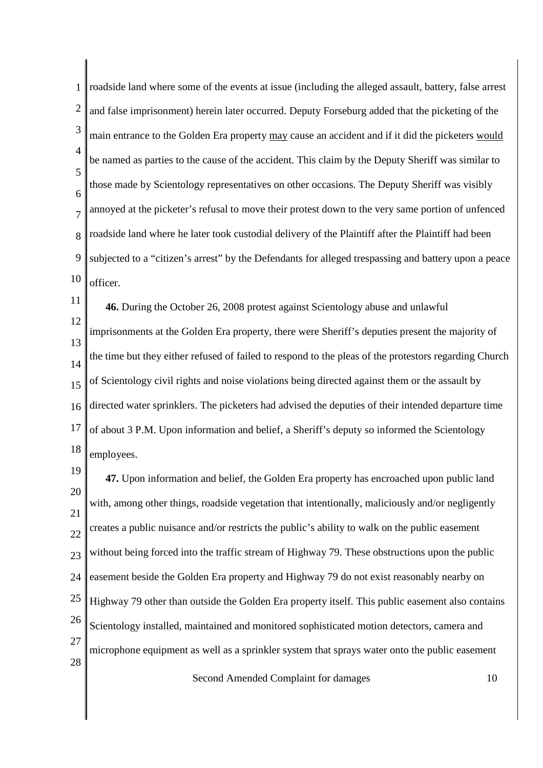roadside land where some of the events at issue (including the alleged assault, battery, false arrest and false imprisonment) herein later occurred. Deputy Forseburg added that the picketing of the main entrance to the Golden Era property <u>may</u> cause an accident and if it did the picketers <u>would</u> be named as parties to the cause of the accident. This claim by the Deputy Sheriff was similar to those made by Scientology representatives on other occasions. The Deputy Sheriff was visibly annoyed at the picketer's refusal to move their protest down to the very same portion of unfenced roadside land where he later took custodial delivery of the Plaintiff after the Plaintiff had been subjected to a "citizen's arrest" by the Defendants for alleged trespassing and battery upon a peace officer.

**46.** During the October 26, 2008 protest against Scientology abuse and unlawful imprisonments at the Golden Era property, there were Sheriff's deputies present the majority of the time but they either refused of failed to respond to the pleas of the protestors regarding Church of Scientology civil rights and noise violations being directed against them or the assault by directed water sprinklers. The picketers had advised the deputies of their intended departure time of about 3 P.M. Upon information and belief, a Sheriff's deputy so informed the Scientology employees.

**47.** Upon information and belief, the Golden Era property has encroached upon public land with, among other things, roadside vegetation that intentionally, maliciously and/or negligently creates a public nuisance and/or restricts the public's ability to walk on the public easement without being forced into the traffic stream of Highway 79. These obstructions upon the public easement beside the Golden Era property and Highway 79 do not exist reasonably nearby on Highway 79 other than outside the Golden Era property itself. This public easement also contains Scientology installed, maintained and monitored sophisticated motion detectors, camera and microphone equipment as well as a sprinkler system that sprays water onto the public easement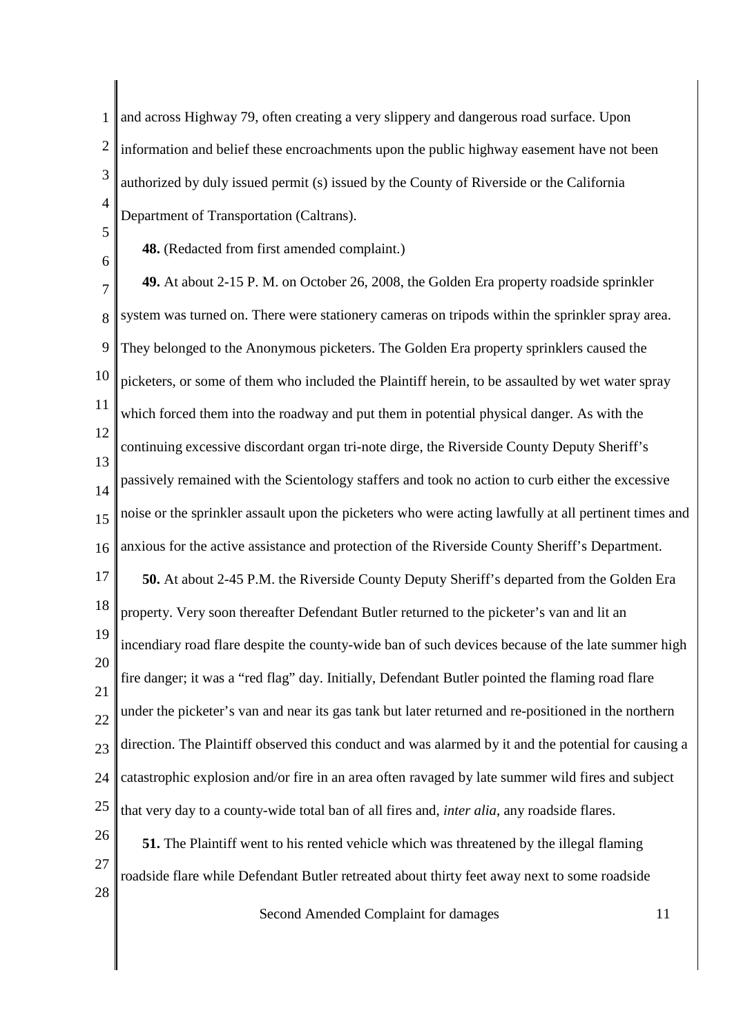and across Highway 79, often creating a very slippery and dangerous road surface. Upon information and belief these encroachments upon the public highway easement have not been authorized by duly issued permit (s) issued by the County of Riverside or the California Department of Transportation (Caltrans).

**48.** (Redacted from first amended complaint.)

**49.** At about 2-15 P. M. on October 26, 2008, the Golden Era property roadside sprinkler system was turned on. There were stationery cameras on tripods within the sprinkler spray area. They belonged to the Anonymous picketers. The Golden Era property sprinklers caused the picketers, or some of them who included the Plaintiff herein, to be assaulted by wet water spray which forced them into the roadway and put them in potential physical danger. As with the continuing excessive discordant organ tri-note dirge, the Riverside County Deputy Sheriff's passively remained with the Scientology staffers and took no action to curb either the excessive noise or the sprinkler assault upon the picketers who were acting lawfully at all pertinent times and anxious for the active assistance and protection of the Riverside County Sheriff's Department.

**50.** At about 2-45 P.M. the Riverside County Deputy Sheriff's departed from the Golden Era property. Very soon thereafter Defendant Butler returned to the picketer's van and lit an incendiary road flare despite the county-wide ban of such devices because of the late summer high fire danger; it was a "red flag" day. Initially, Defendant Butler pointed the flaming road flare under the picketer's van and near its gas tank but later returned and re-positioned in the northern direction. The Plaintiff observed this conduct and was alarmed by it and the potential for causing a catastrophic explosion and/or fire in an area often ravaged by late summer wild fires and subject that very day to a county-wide total ban of all fires and, *inter alia*, any roadside flares.

**51.** The Plaintiff went to his rented vehicle which was threatened by the illegal flaming roadside flare while Defendant Butler retreated about thirty feet away next to some roadside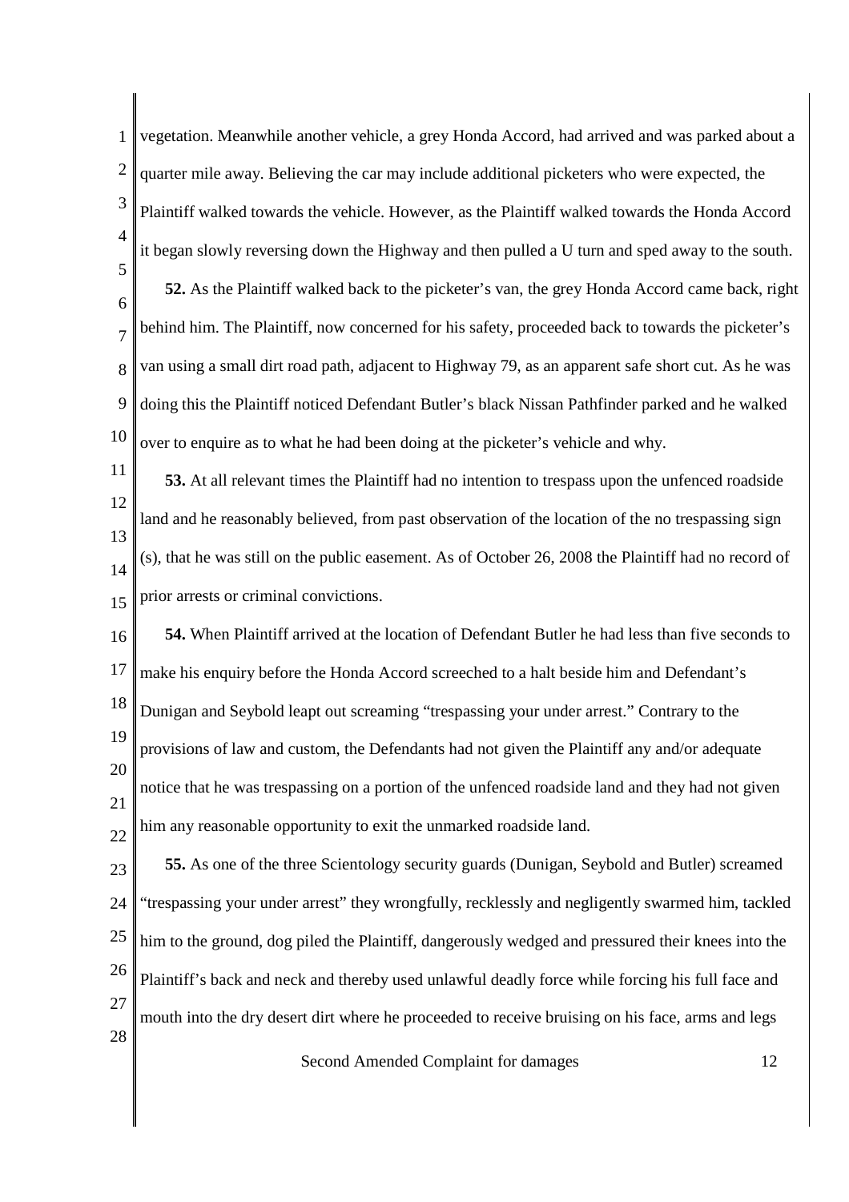vegetation. Meanwhile another vehicle, a grey Honda Accord, had arrived and was parked about a quarter mile away. Believing the car may include additional picketers who were expected, the Plaintiff walked towards the vehicle. However, as the Plaintiff walked towards the Honda Accord it began slowly reversing down the Highway and then pulled a U turn and sped away to the south.

**52.** As the Plaintiff walked back to the picketer's van, the grey Honda Accord came back, right behind him. The Plaintiff, now concerned for his safety, proceeded back to towards the picketer's van using a small dirt road path, adjacent to Highway 79, as an apparent safe short cut. As he was doing this the Plaintiff noticed Defendant Butler's black Nissan Pathfinder parked and he walked over to enquire as to what he had been doing at the picketer's vehicle and why.

**53.** At all relevant times the Plaintiff had no intention to trespass upon the unfenced roadside land and he reasonably believed, from past observation of the location of the no trespassing sign (s), that he was still on the public easement. As of October 26, 2008 the Plaintiff had no record of prior arrests or criminal convictions.

**54.** When Plaintiff arrived at the location of Defendant Butler he had less than five seconds to make his enquiry before the Honda Accord screeched to a halt beside him and Defendant's Dunigan and Seybold leapt out screaming "trespassing your under arrest." Contrary to the provisions of law and custom, the Defendants had not given the Plaintiff any and/or adequate notice that he was trespassing on a portion of the unfenced roadside land and they had not given him any reasonable opportunity to exit the unmarked roadside land.

**55.** As one of the three Scientology security guards (Dunigan, Seybold and Butler) screamed "trespassing your under arrest" they wrongfully, recklessly and negligently swarmed him, tackled him to the ground, dog piled the Plaintiff, dangerously wedged and pressured their knees into the Plaintiff's back and neck and thereby used unlawful deadly force while forcing his full face and mouth into the dry desert dirt where he proceeded to receive bruising on his face, arms and legs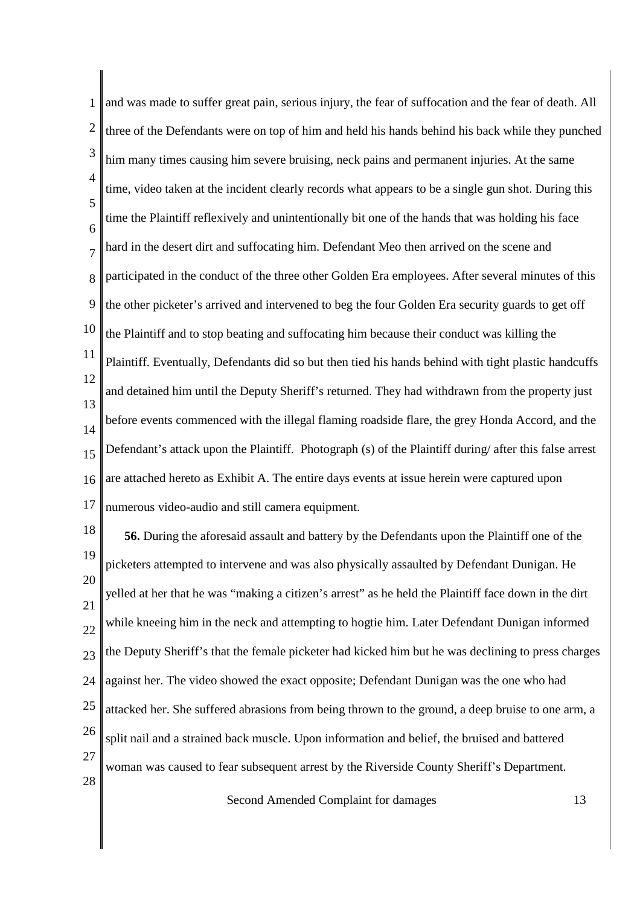and was made to suffer great pain, serious injury, the fear of suffocation and the fear of death. All three of the Defendants were on top of him and held his hands behind his back while they punched him many times causing him severe bruising, neck pains and permanent injuries. At the same time, video taken at the incident clearly records what appears to be a single gun shot. During this time the Plaintiff reflexively and unintentionally bit one of the hands that was holding his face hard in the desert dirt and suffocating him. Defendant Meo then arrived on the scene and participated in the conduct of the three other Golden Era employees. After several minutes of this the other picketer's arrived and intervened to beg the four Golden Era security guards to get off the Plaintiff and to stop beating and suffocating him because their conduct was killing the Plaintiff. Eventually, Defendants did so but then tied his hands behind with tight plastic handcuffs and detained him until the Deputy Sheriff's returned. They had withdrawn from the property just before events commenced with the illegal flaming roadside flare, the grey Honda Accord, and the Defendant's attack upon the Plaintiff. Photograph (s) of the Plaintiff during/ after this false arrest are attached hereto as Exhibit A. The entire days events at issue herein were captured upon numerous video-audio and still camera equipment.

**56.** During the aforesaid assault and battery by the Defendants upon the Plaintiff one of the picketers attempted to intervene and was also physically assaulted by Defendant Dunigan. He yelled at her that he was "making a citizen's arrest" as he held the Plaintiff face down in the dirt while kneeing him in the neck and attempting to hogtie him. Later Defendant Dunigan informed the Deputy Sheriff's that the female picketer had kicked him but he was declining to press charges against her. The video showed the exact opposite; Defendant Dunigan was the one who had attacked her. She suffered abrasions from being thrown to the ground, a deep bruise to one arm, a split nail and a strained back muscle. Upon information and belief, the bruised and battered woman was caused to fear subsequent arrest by the Riverside County Sheriff's Department.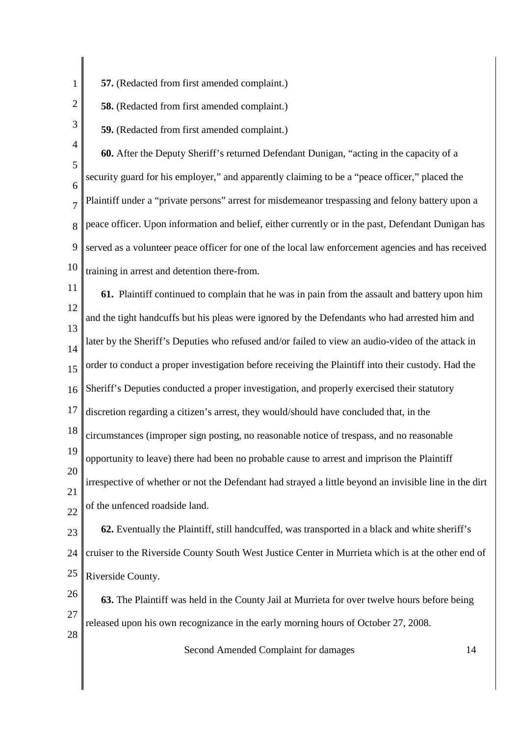**57.** (Redacted from first amended complaint.)

**58.** (Redacted from first amended complaint.)

**59.** (Redacted from first amended complaint.)

**60.** After the Deputy Sheriff's returned Defendant Dunigan, "acting in the capacity of a security guard for his employer," and apparently claiming to be a "peace officer," placed the Plaintiff under a "private persons" arrest for misdemeanor trespassing and felony battery upon a peace officer. Upon information and belief, either currently or in the past, Defendant Dunigan has served as a volunteer peace officer for one of the local law enforcement agencies and has received training in arrest and detention there-from.

**61.** Plaintiff continued to complain that he was in pain from the assault and battery upon him and the tight handcuffs but his pleas were ignored by the Defendants who had arrested him and later by the Sheriff's Deputies who refused and/or failed to view an audio-video of the attack in order to conduct a proper investigation before receiving the Plaintiff into their custody. Had the Sheriff's Deputies conducted a proper investigation, and properly exercised their statutory discretion regarding a citizen's arrest, they would/should have concluded that, in the circumstances (improper sign posting, no reasonable notice of trespass, and no reasonable opportunity to leave) there had been no probable cause to arrest and imprison the Plaintiff irrespective of whether or not the Defendant had strayed a little beyond an invisible line in the dirt of the unfenced roadside land.

**62.** Eventually the Plaintiff, still handcuffed, was transported in a black and white sheriff's cruiser to the Riverside County South West Justice Center in Murrieta which is at the other end of Riverside County.

**63.** The Plaintiff was held in the County Jail at Murrieta for over twelve hours before being released upon his own recognizance in the early morning hours of October 27, 2008.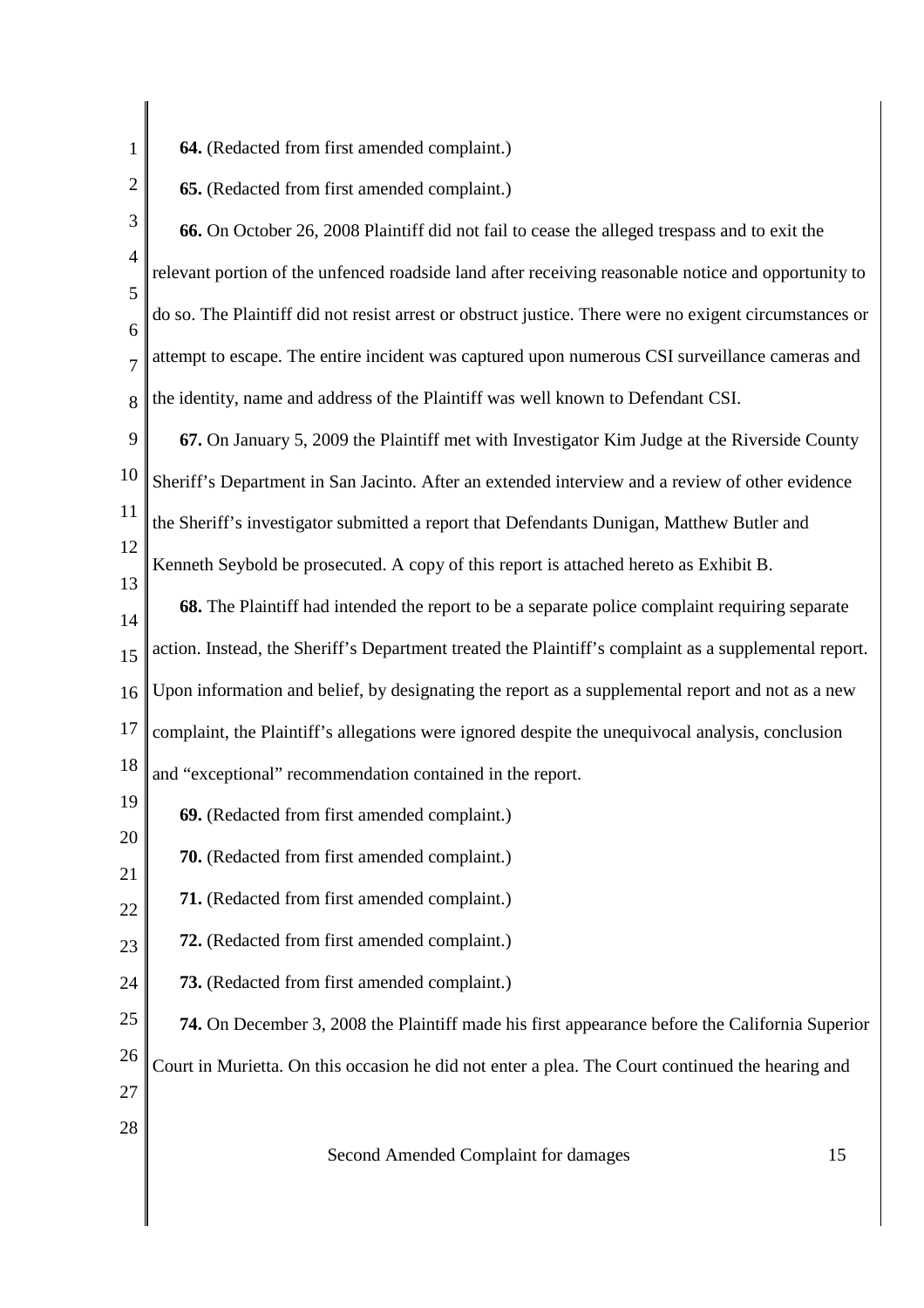**64.** (Redacted from first amended complaint.)

**65.** (Redacted from first amended complaint.)

**66.** On October 26, 2008 Plaintiff did not fail to cease the alleged trespass and to exit the relevant portion of the unfenced roadside land after receiving reasonable notice and opportunity to do so. The Plaintiff did not resist arrest or obstruct justice. There were no exigent circumstances or attempt to escape. The entire incident was captured upon numerous CSI surveillance cameras and the identity, name and address of the Plaintiff was well known to Defendant CSI.

**67.** On January 5, 2009 the Plaintiff met with Investigator Kim Judge at the Riverside County Sheriff's Department in San Jacinto. After an extended interview and a review of other evidence the Sheriff's investigator submitted a report that Defendants Dunigan, Matthew Butler and Kenneth Seybold be prosecuted. A copy of this report is attached hereto as Exhibit B.

**68.** The Plaintiff had intended the report to be a separate police complaint requiring separate action. Instead, the Sheriff's Department treated the Plaintiff's complaint as a supplemental report. Upon information and belief, by designating the report as a supplemental report and not as a new complaint, the Plaintiff's allegations were ignored despite the unequivocal analysis, conclusion and "exceptional" recommendation contained in the report.

**69.** (Redacted from first amended complaint.)

**70.** (Redacted from first amended complaint.)

**71.** (Redacted from first amended complaint.)

**72.** (Redacted from first amended complaint.)

**73.** (Redacted from first amended complaint.)

**74.** On December 3, 2008 the Plaintiff made his first appearance before the California Superior Court in Murietta. On this occasion he did not enter a plea. The Court continued the hearing and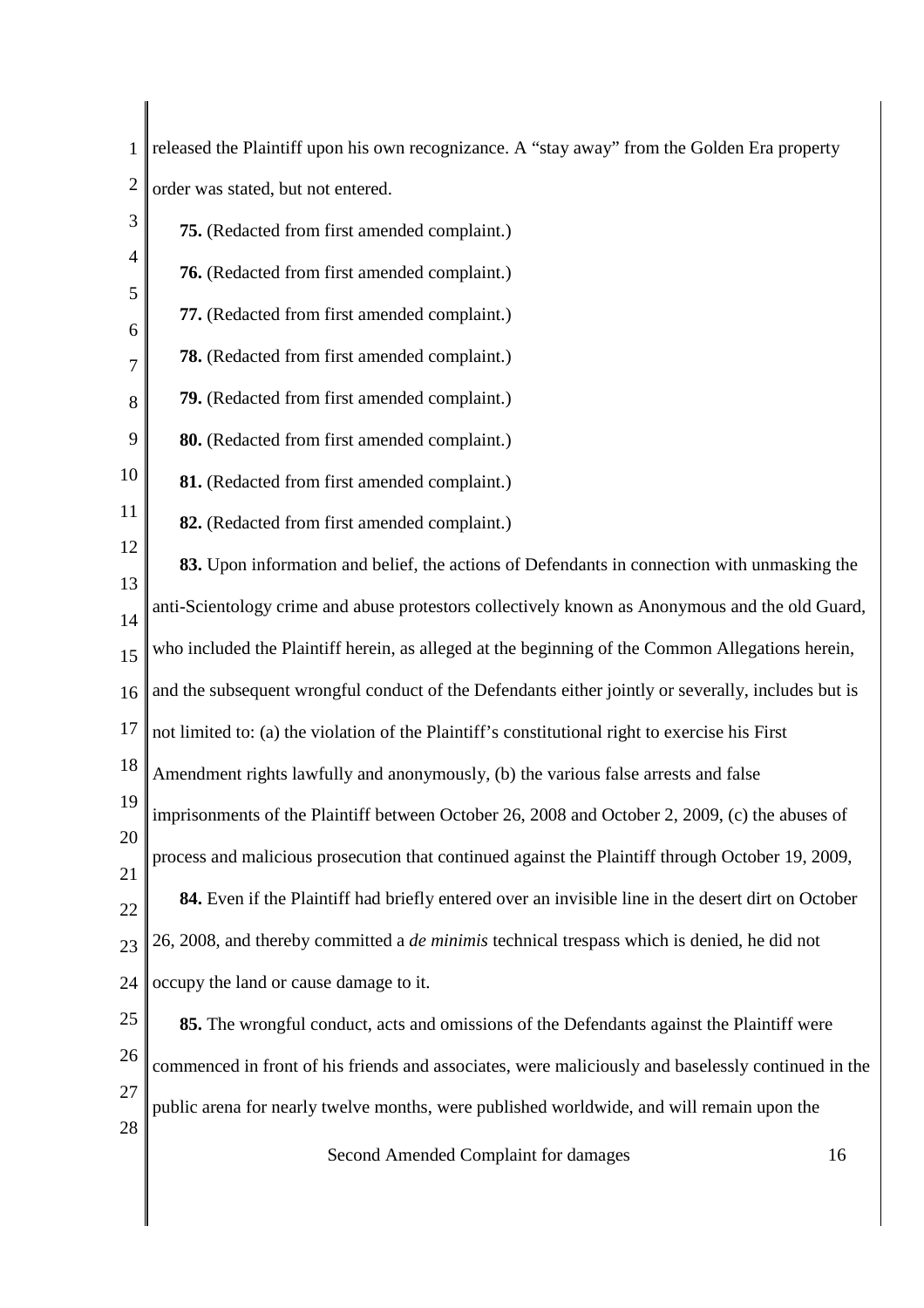released the Plaintiff upon his own recognizance. A "stay away" from the Golden Era property order was stated, but not entered.

**75.** (Redacted from first amended complaint.)

**76.** (Redacted from first amended complaint.)

**77.** (Redacted from first amended complaint.)

**78.** (Redacted from first amended complaint.)

**79.** (Redacted from first amended complaint.)

**80.** (Redacted from first amended complaint.)

**81.** (Redacted from first amended complaint.)

**82.** (Redacted from first amended complaint.)

**83.** Upon information and belief, the actions of Defendants in connection with unmasking the anti-Scientology crime and abuse protestors collectively known as Anonymous and the old Guard, who included the Plaintiff herein, as alleged at the beginning of the Common Allegations herein, and the subsequent wrongful conduct of the Defendants either jointly or severally, includes but is not limited to: (a) the violation of the Plaintiff's constitutional right to exercise his First Amendment rights lawfully and anonymously, (b) the various false arrests and false imprisonments of the Plaintiff between October 26, 2008 and October 2, 2009, (c) the abuses of process and malicious prosecution that continued against the Plaintiff through October 19, 2009,

**84.** Even if the Plaintiff had briefly entered over an invisible line in the desert dirt on October 26, 2008, and thereby committed a *de minimis* technical trespass which is denied, he did not occupy the land or cause damage to it.

**85.** The wrongful conduct, acts and omissions of the Defendants against the Plaintiff were commenced in front of his friends and associates, were maliciously and baselessly continued in the public arena for nearly twelve months, were published worldwide, and will remain upon the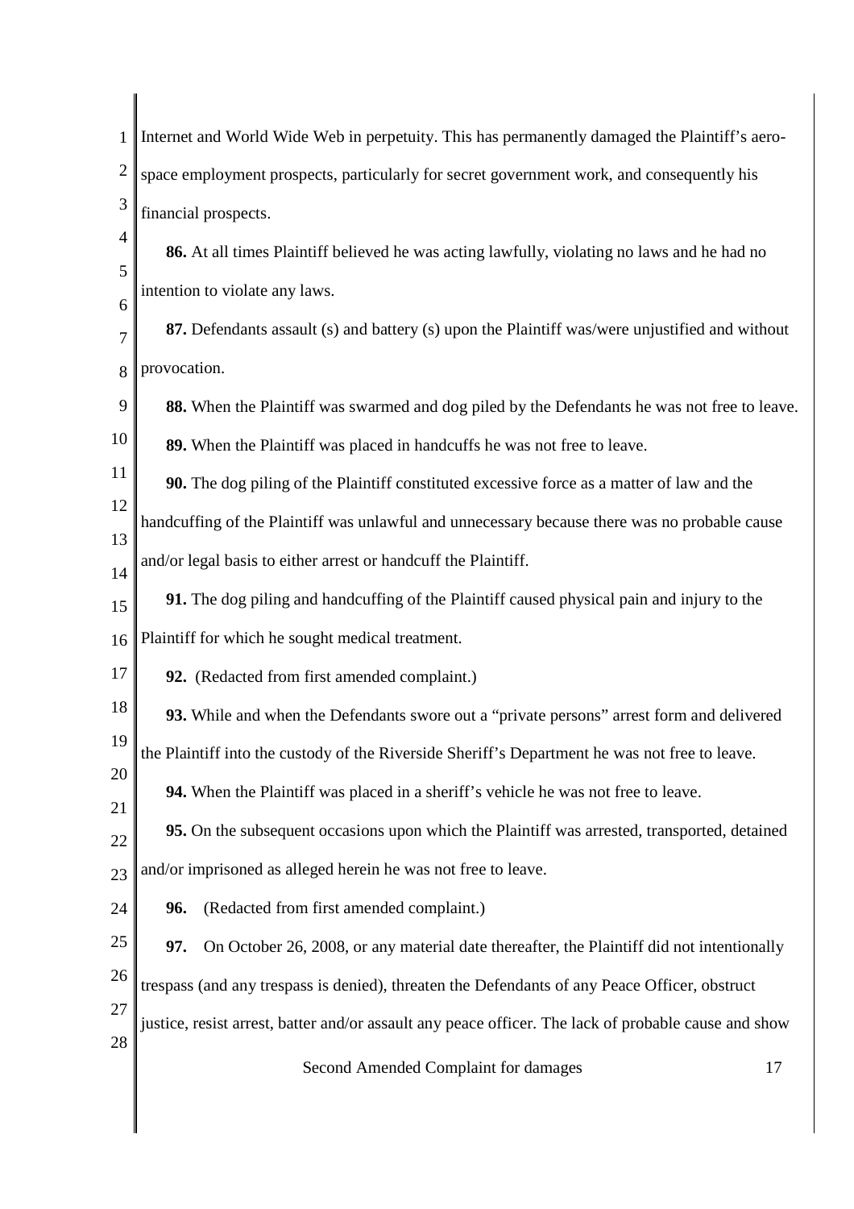Internet and World Wide Web in perpetuity. This has permanently damaged the Plaintiff's aero-space employment prospects, particularly for secret government work, and consequently his financial prospects.

**86.** At all times Plaintiff believed he was acting lawfully, violating no laws and he had no intention to violate any laws.

**87.** Defendants assault (s) and battery (s) upon the Plaintiff was/were unjustified and without provocation.

**88.** When the Plaintiff was swarmed and dog piled by the Defendants he was not free to leave.

**89.** When the Plaintiff was placed in handcuffs he was not free to leave.

**90.** The dog piling of the Plaintiff constituted excessive force as a matter of law and the handcuffing of the Plaintiff was unlawful and unnecessary because there was no probable cause and/or legal basis to either arrest or handcuff the Plaintiff.

**91.** The dog piling and handcuffing of the Plaintiff caused physical pain and injury to the Plaintiff for which he sought medical treatment.

**92.** (Redacted from first amended complaint.)

**93.** While and when the Defendants swore out a "private persons" arrest form and delivered the Plaintiff into the custody of the Riverside Sheriff's Department he was not free to leave.

**94.** When the Plaintiff was placed in a sheriff's vehicle he was not free to leave.

**95.** On the subsequent occasions upon which the Plaintiff was arrested, transported, detained and/or imprisoned as alleged herein he was not free to leave.

**96.** (Redacted from first amended complaint.)

**97.** On October 26, 2008, or any material date thereafter, the Plaintiff did not intentionally trespass (and any trespass is denied), threaten the Defendants of any Peace Officer, obstruct justice, resist arrest, batter and/or assault any peace officer. The lack of probable cause and show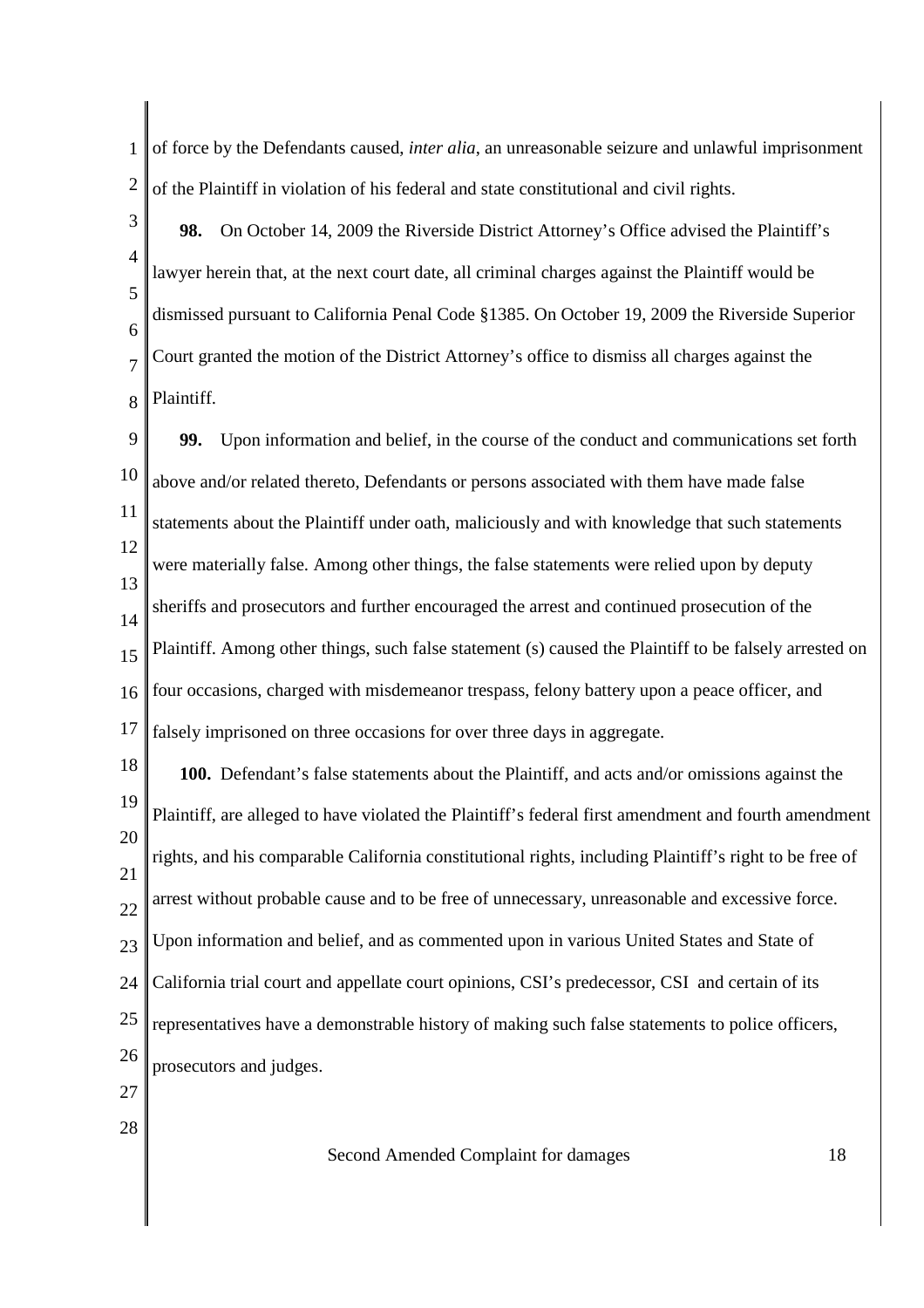of force by the Defendants caused, *inter alia*, an unreasonable seizure and unlawful imprisonment of the Plaintiff in violation of his federal and state constitutional and civil rights.

**98.** On October 14, 2009 the Riverside District Attorney's Office advised the Plaintiff's lawyer herein that, at the next court date, all criminal charges against the Plaintiff would be dismissed pursuant to California Penal Code §1385. On October 19, 2009 the Riverside Superior Court granted the motion of the District Attorney's office to dismiss all charges against the Plaintiff.

**99.** Upon information and belief, in the course of the conduct and communications set forth above and/or related thereto, Defendants or persons associated with them have made false statements about the Plaintiff under oath, maliciously and with knowledge that such statements were materially false. Among other things, the false statements were relied upon by deputy sheriffs and prosecutors and further encouraged the arrest and continued prosecution of the Plaintiff. Among other things, such false statement (s) caused the Plaintiff to be falsely arrested on four occasions, charged with misdemeanor trespass, felony battery upon a peace officer, and falsely imprisoned on three occasions for over three days in aggregate.

**100.** Defendant's false statements about the Plaintiff, and acts and/or omissions against the Plaintiff, are alleged to have violated the Plaintiff's federal first amendment and fourth amendment rights, and his comparable California constitutional rights, including Plaintiff's right to be free of arrest without probable cause and to be free of unnecessary, unreasonable and excessive force. Upon information and belief, and as commented upon in various United States and State of California trial court and appellate court opinions, CSI's predecessor, CSI and certain of its representatives have a demonstrable history of making such false statements to police officers, prosecutors and judges.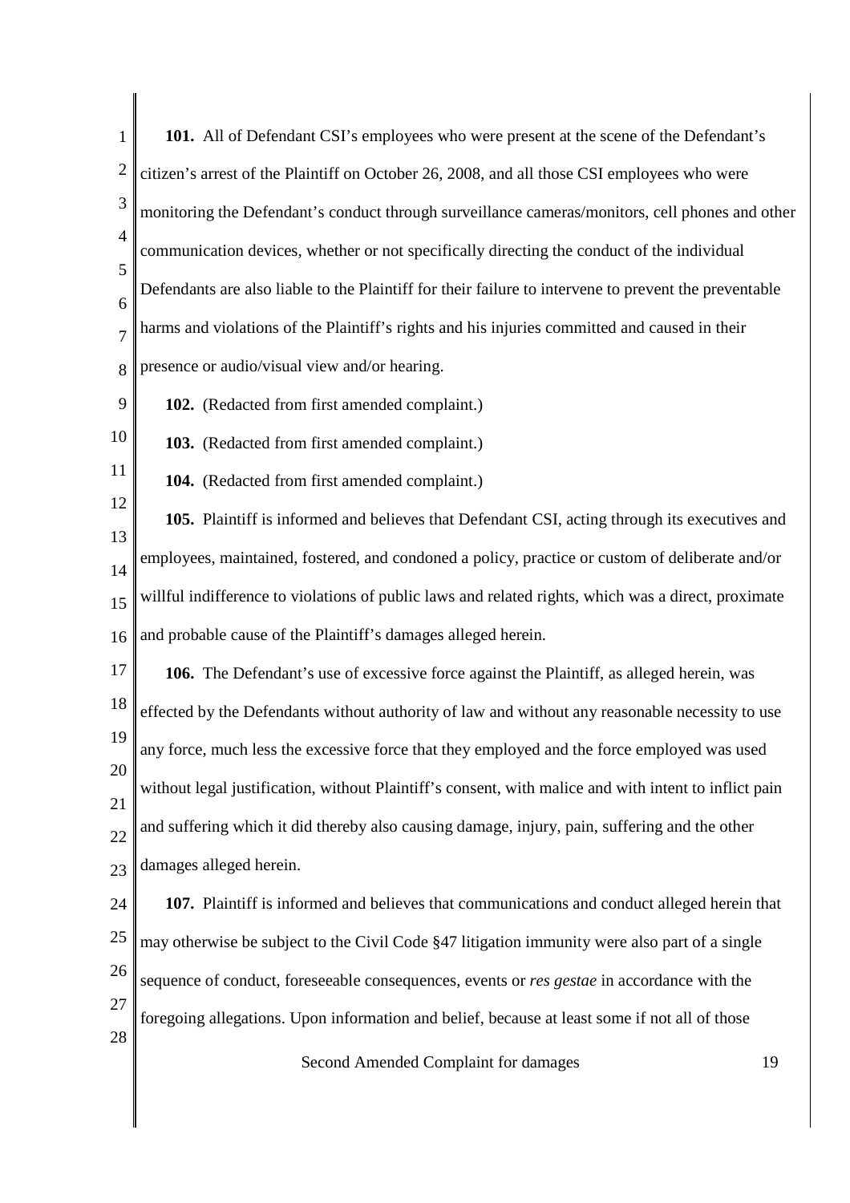**101.** All of Defendant CSI's employees who were present at the scene of the Defendant's citizen's arrest of the Plaintiff on October 26, 2008, and all those CSI employees who were monitoring the Defendant's conduct through surveillance cameras/monitors, cell phones and other communication devices, whether or not specifically directing the conduct of the individual Defendants are also liable to the Plaintiff for their failure to intervene to prevent the preventable harms and violations of the Plaintiff's rights and his injuries committed and caused in their presence or audio/visual view and/or hearing.

**102.** (Redacted from first amended complaint.)

**103.** (Redacted from first amended complaint.)

**104.** (Redacted from first amended complaint.)

**105.** Plaintiff is informed and believes that Defendant CSI, acting through its executives and employees, maintained, fostered, and condoned a policy, practice or custom of deliberate and/or willful indifference to violations of public laws and related rights, which was a direct, proximate and probable cause of the Plaintiff's damages alleged herein.

**106.** The Defendant's use of excessive force against the Plaintiff, as alleged herein, was effected by the Defendants without authority of law and without any reasonable necessity to use any force, much less the excessive force that they employed and the force employed was used without legal justification, without Plaintiff's consent, with malice and with intent to inflict pain and suffering which it did thereby also causing damage, injury, pain, suffering and the other damages alleged herein.

**107.** Plaintiff is informed and believes that communications and conduct alleged herein that may otherwise be subject to the Civil Code §47 litigation immunity were also part of a single sequence of conduct, foreseeable consequences, events or *res gestae* in accordance with the foregoing allegations. Upon information and belief, because at least some if not all of those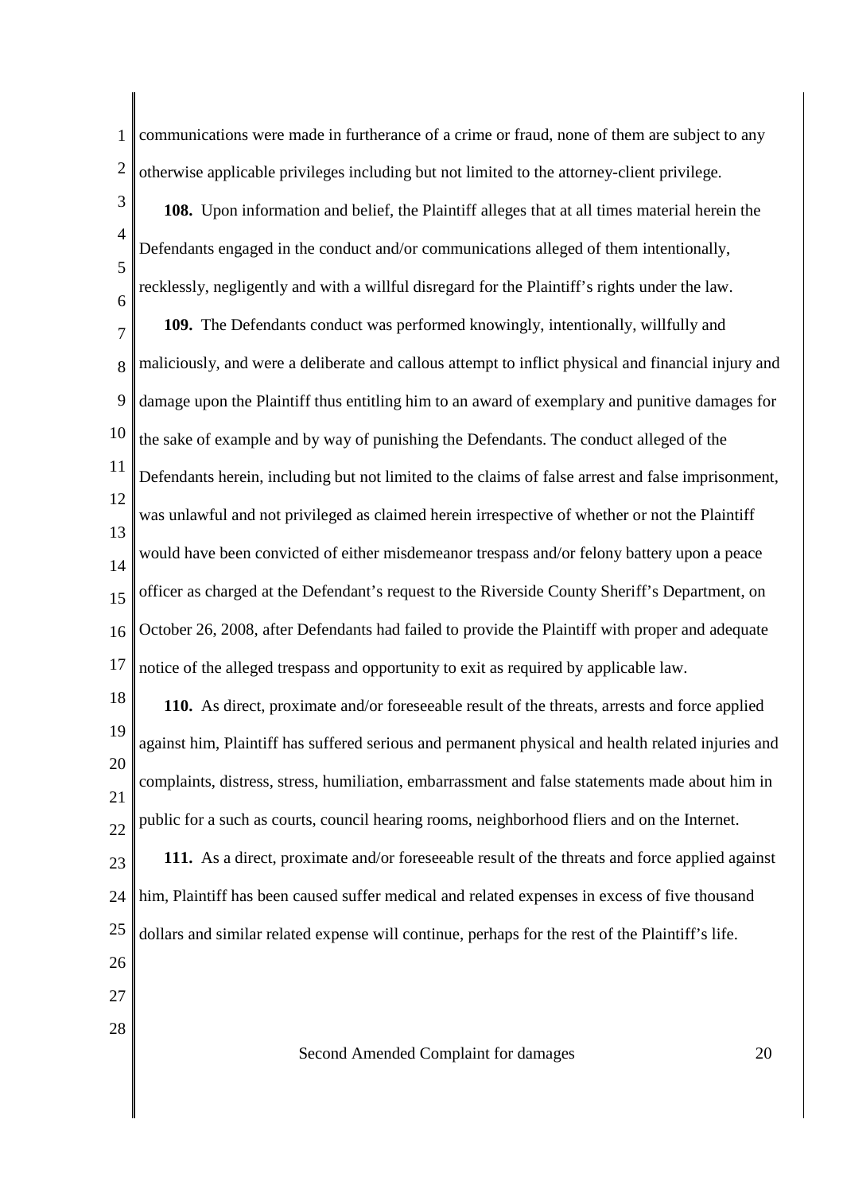communications were made in furtherance of a crime or fraud, none of them are subject to any otherwise applicable privileges including but not limited to the attorney-client privilege.

**108.** Upon information and belief, the Plaintiff alleges that at all times material herein the Defendants engaged in the conduct and/or communications alleged of them intentionally, recklessly, negligently and with a willful disregard for the Plaintiff's rights under the law.

**109.** The Defendants conduct was performed knowingly, intentionally, willfully and maliciously, and were a deliberate and callous attempt to inflict physical and financial injury and damage upon the Plaintiff thus entitling him to an award of exemplary and punitive damages for the sake of example and by way of punishing the Defendants. The conduct alleged of the Defendants herein, including but not limited to the claims of false arrest and false imprisonment, was unlawful and not privileged as claimed herein irrespective of whether or not the Plaintiff would have been convicted of either misdemeanor trespass and/or felony battery upon a peace officer as charged at the Defendant's request to the Riverside County Sheriff's Department, on October 26, 2008, after Defendants had failed to provide the Plaintiff with proper and adequate notice of the alleged trespass and opportunity to exit as required by applicable law.

**110.** As direct, proximate and/or foreseeable result of the threats, arrests and force applied against him, Plaintiff has suffered serious and permanent physical and health related injuries and complaints, distress, stress, humiliation, embarrassment and false statements made about him in public for a such as courts, council hearing rooms, neighborhood fliers and on the Internet.

**111.** As a direct, proximate and/or foreseeable result of the threats and force applied against him, Plaintiff has been caused suffer medical and related expenses in excess of five thousand dollars and similar related expense will continue, perhaps for the rest of the Plaintiff's life.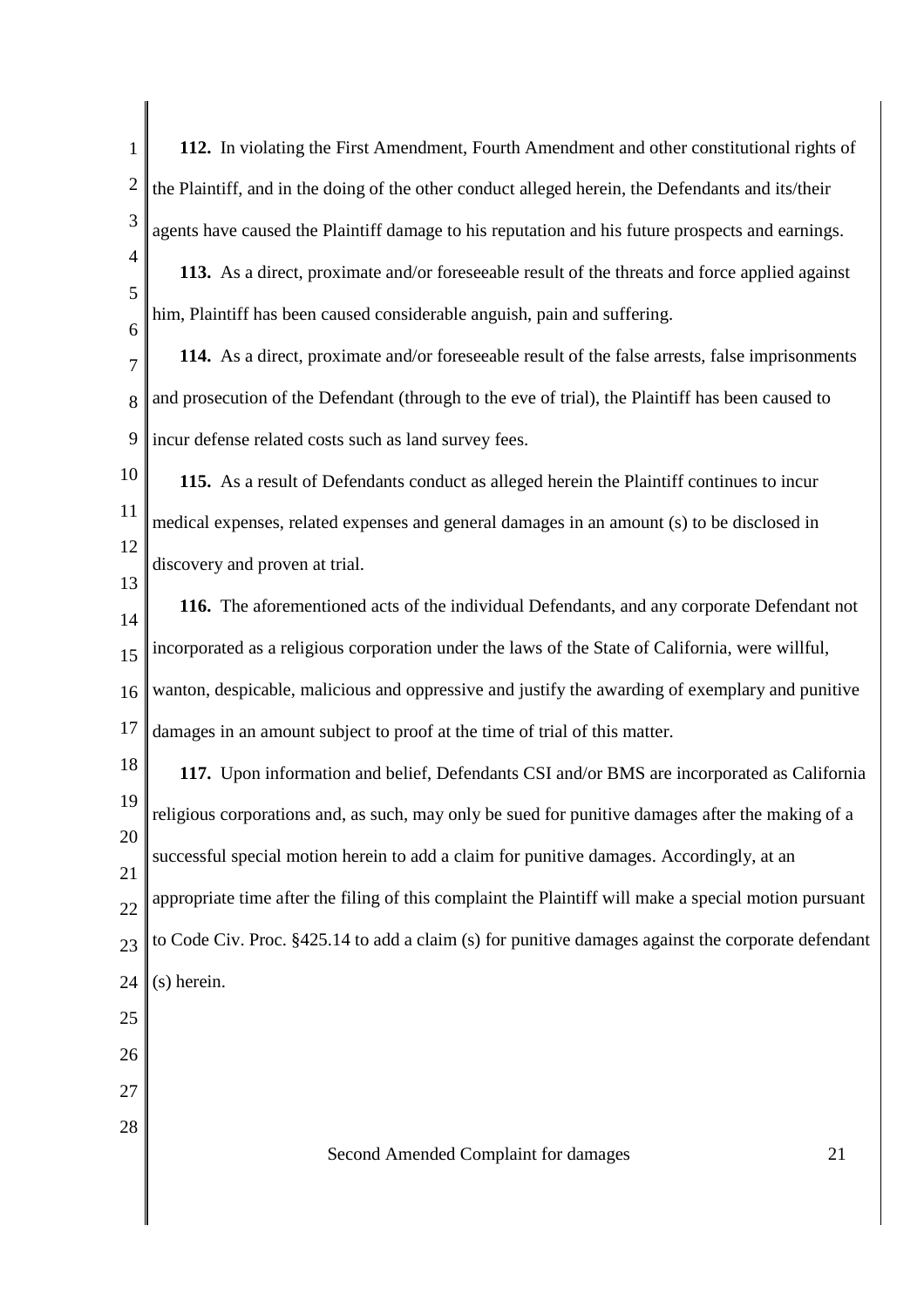**112.** In violating the First Amendment, Fourth Amendment and other constitutional rights of the Plaintiff, and in the doing of the other conduct alleged herein, the Defendants and its/their agents have caused the Plaintiff damage to his reputation and his future prospects and earnings.

**113.** As a direct, proximate and/or foreseeable result of the threats and force applied against him, Plaintiff has been caused considerable anguish, pain and suffering.

**114.** As a direct, proximate and/or foreseeable result of the false arrests, false imprisonments and prosecution of the Defendant (through to the eve of trial), the Plaintiff has been caused to incur defense related costs such as land survey fees.

**115.** As a result of Defendants conduct as alleged herein the Plaintiff continues to incur medical expenses, related expenses and general damages in an amount (s) to be disclosed in discovery and proven at trial.

**116.** The aforementioned acts of the individual Defendants, and any corporate Defendant not incorporated as a religious corporation under the laws of the State of California, were willful, wanton, despicable, malicious and oppressive and justify the awarding of exemplary and punitive damages in an amount subject to proof at the time of trial of this matter.

**117.** Upon information and belief, Defendants CSI and/or BMS are incorporated as California religious corporations and, as such, may only be sued for punitive damages after the making of a successful special motion herein to add a claim for punitive damages. Accordingly, at an appropriate time after the filing of this complaint the Plaintiff will make a special motion pursuant to Code Civ. Proc. §425.14 to add a claim (s) for punitive damages against the corporate defendant (s) herein.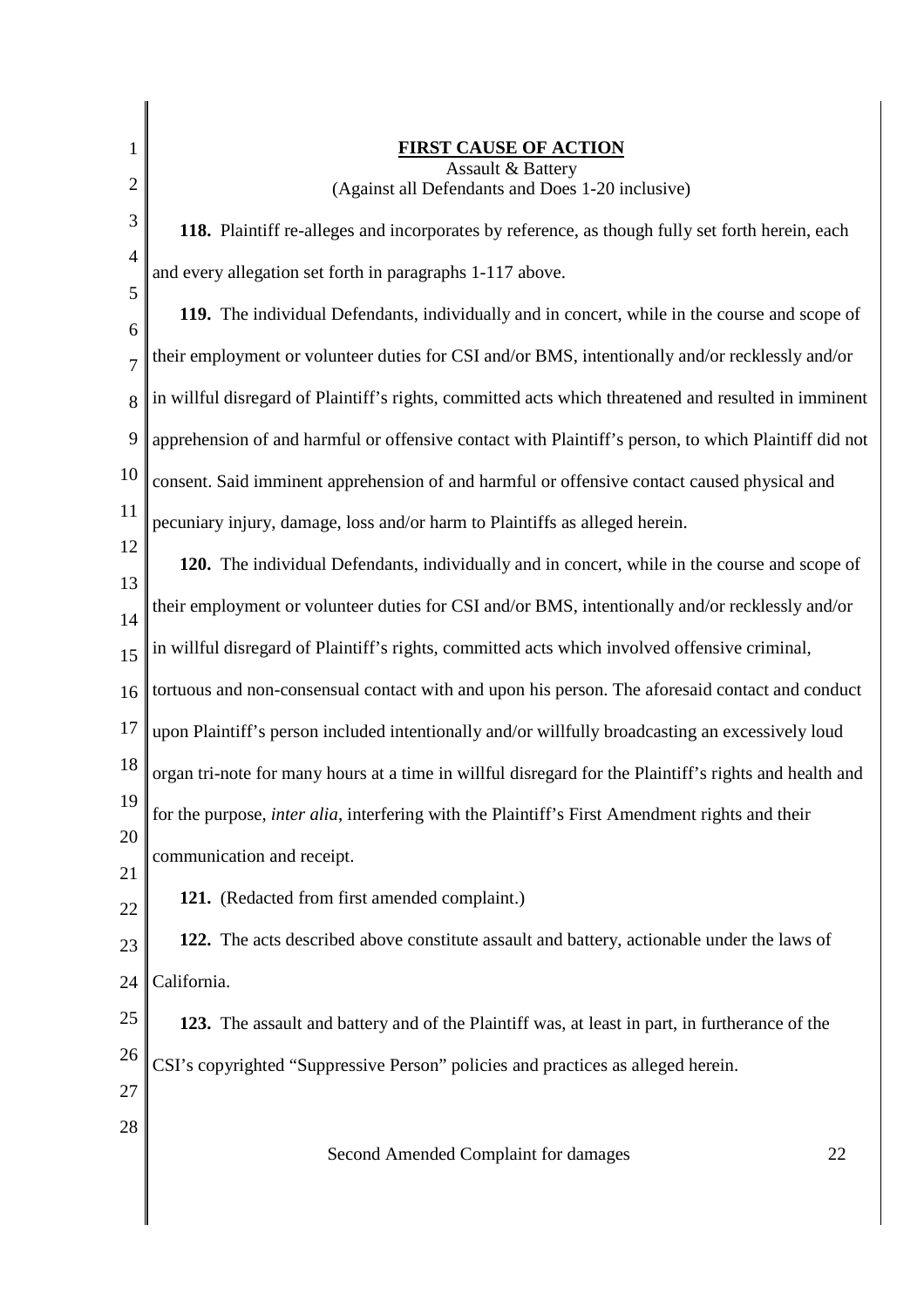**FIRST CAUSE OF ACTION**

Assault & Battery

(Against all Defendants and Does 1-20 inclusive)

**118.** Plaintiff re-alleges and incorporates by reference, as though fully set forth herein, each and every allegation set forth in paragraphs 1-117 above.

**119.** The individual Defendants, individually and in concert, while in the course and scope of their employment or volunteer duties for CSI and/or BMS, intentionally and/or recklessly and/or in willful disregard of Plaintiff's rights, committed acts which threatened and resulted in imminent apprehension of and harmful or offensive contact with Plaintiff's person, to which Plaintiff did not consent. Said imminent apprehension of and harmful or offensive contact caused physical and pecuniary injury, damage, loss and/or harm to Plaintiffs as alleged herein.

**120.** The individual Defendants, individually and in concert, while in the course and scope of their employment or volunteer duties for CSI and/or BMS, intentionally and/or recklessly and/or in willful disregard of Plaintiff's rights, committed acts which involved offensive criminal, tortuous and non-consensual contact with and upon his person. The aforesaid contact and conduct upon Plaintiff's person included intentionally and/or willfully broadcasting an excessively loud organ tri-note for many hours at a time in willful disregard for the Plaintiff's rights and health and for the purpose, *inter alia*, interfering with the Plaintiff's First Amendment rights and their communication and receipt.

**121.** (Redacted from first amended complaint.)

**122.** The acts described above constitute assault and battery, actionable under the laws of California.

**123.** The assault and battery and of the Plaintiff was, at least in part, in furtherance of the CSI's copyrighted "Suppressive Person" policies and practices as alleged herein.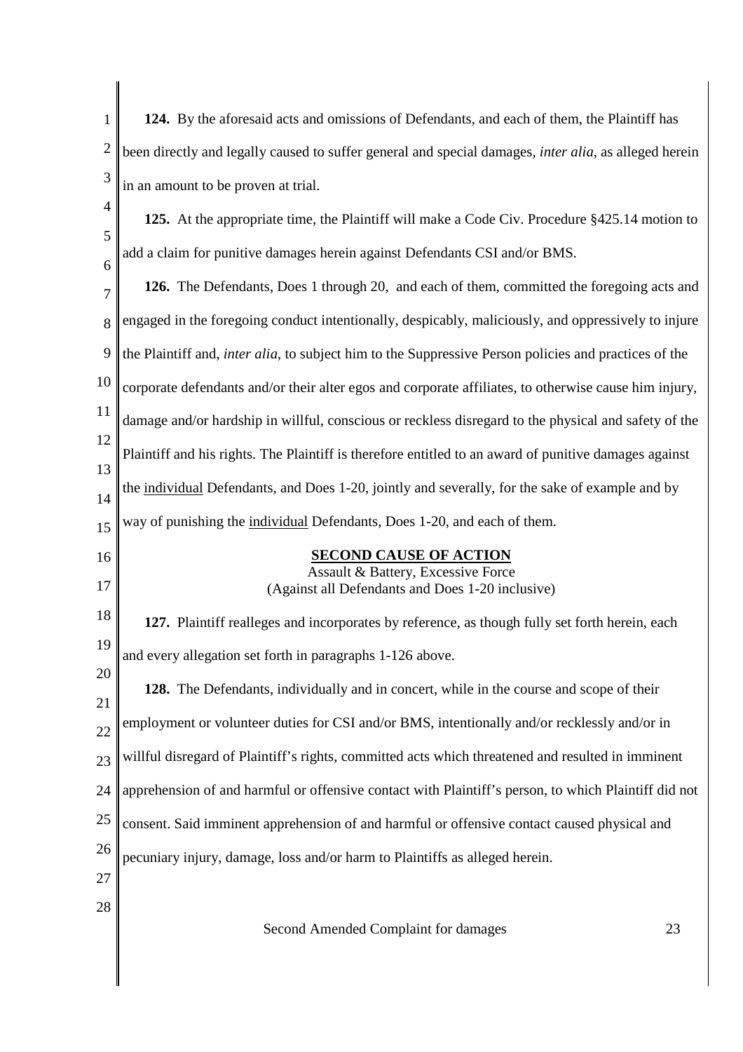**124.** By the aforesaid acts and omissions of Defendants, and each of them, the Plaintiff has been directly and legally caused to suffer general and special damages, *inter alia*, as alleged herein in an amount to be proven at trial.

**125.** At the appropriate time, the Plaintiff will make a Code Civ. Procedure §425.14 motion to add a claim for punitive damages herein against Defendants CSI and/or BMS.

**126.** The Defendants, Does 1 through 20, and each of them, committed the foregoing acts and engaged in the foregoing conduct intentionally, despicably, maliciously, and oppressively to injure the Plaintiff and, *inter alia*, to subject him to the Suppressive Person policies and practices of the corporate defendants and/or their alter egos and corporate affiliates, to otherwise cause him injury, damage and/or hardship in willful, conscious or reckless disregard to the physical and safety of the Plaintiff and his rights. The Plaintiff is therefore entitled to an award of punitive damages against the individual Defendants, and Does 1-20, jointly and severally, for the sake of example and by way of punishing the individual Defendants, Does 1-20, and each of them.

**SECOND CAUSE OF ACTION**

Assault & Battery, Excessive Force

(Against all Defendants and Does 1-20 inclusive)

**127.** Plaintiff realleges and incorporates by reference, as though fully set forth herein, each and every allegation set forth in paragraphs 1-126 above.

**128.** The Defendants, individually and in concert, while in the course and scope of their employment or volunteer duties for CSI and/or BMS, intentionally and/or recklessly and/or in willful disregard of Plaintiff's rights, committed acts which threatened and resulted in imminent apprehension of and harmful or offensive contact with Plaintiff's person, to which Plaintiff did not consent. Said imminent apprehension of and harmful or offensive contact caused physical and pecuniary injury, damage, loss and/or harm to Plaintiffs as alleged herein.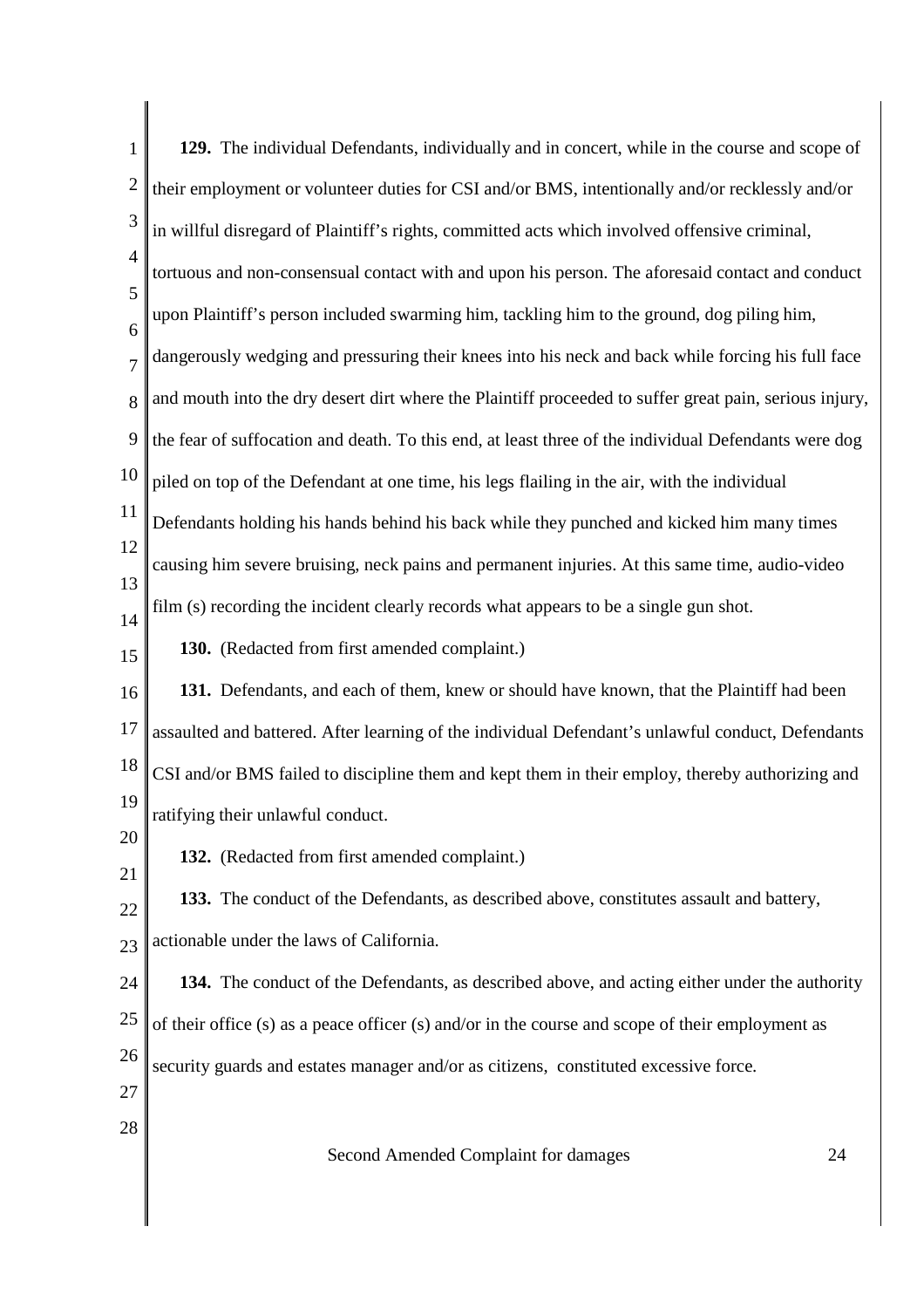**129.** The individual Defendants, individually and in concert, while in the course and scope of their employment or volunteer duties for CSI and/or BMS, intentionally and/or recklessly and/or in willful disregard of Plaintiff's rights, committed acts which involved offensive criminal, tortuous and non-consensual contact with and upon his person. The aforesaid contact and conduct upon Plaintiff's person included swarming him, tackling him to the ground, dog piling him, dangerously wedging and pressuring their knees into his neck and back while forcing his full face and mouth into the dry desert dirt where the Plaintiff proceeded to suffer great pain, serious injury, the fear of suffocation and death. To this end, at least three of the individual Defendants were dog piled on top of the Defendant at one time, his legs flailing in the air, with the individual Defendants holding his hands behind his back while they punched and kicked him many times causing him severe bruising, neck pains and permanent injuries. At this same time, audio-video film (s) recording the incident clearly records what appears to be a single gun shot.

**130.** (Redacted from first amended complaint.)

**131.** Defendants, and each of them, knew or should have known, that the Plaintiff had been assaulted and battered. After learning of the individual Defendant's unlawful conduct, Defendants CSI and/or BMS failed to discipline them and kept them in their employ, thereby authorizing and ratifying their unlawful conduct.

**132.** (Redacted from first amended complaint.)

**133.** The conduct of the Defendants, as described above, constitutes assault and battery, actionable under the laws of California.

**134.** The conduct of the Defendants, as described above, and acting either under the authority of their office (s) as a peace officer (s) and/or in the course and scope of their employment as security guards and estates manager and/or as citizens, constituted excessive force.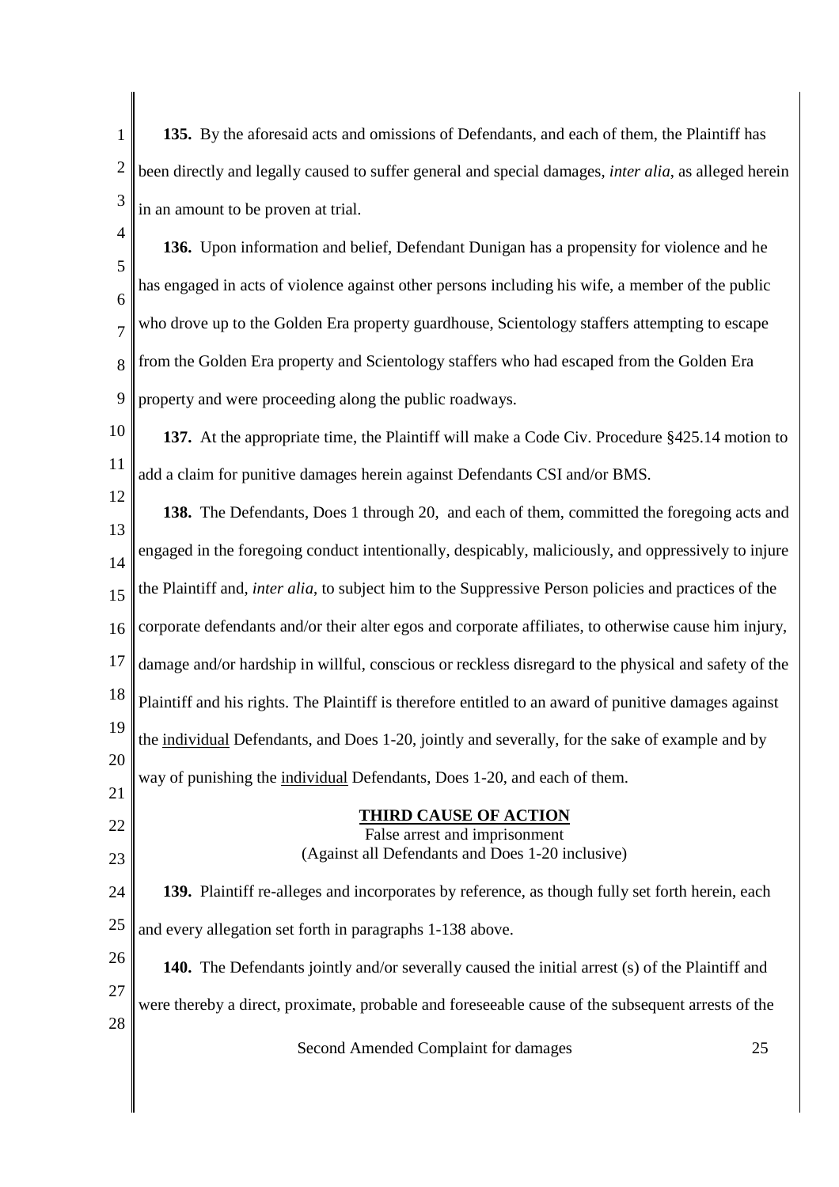**135.** By the aforesaid acts and omissions of Defendants, and each of them, the Plaintiff has been directly and legally caused to suffer general and special damages, *inter alia*, as alleged herein in an amount to be proven at trial.

**136.** Upon information and belief, Defendant Dunigan has a propensity for violence and he has engaged in acts of violence against other persons including his wife, a member of the public who drove up to the Golden Era property guardhouse, Scientology staffers attempting to escape from the Golden Era property and Scientology staffers who had escaped from the Golden Era property and were proceeding along the public roadways.

**137.** At the appropriate time, the Plaintiff will make a Code Civ. Procedure §425.14 motion to add a claim for punitive damages herein against Defendants CSI and/or BMS.

**138.** The Defendants, Does 1 through 20, and each of them, committed the foregoing acts and engaged in the foregoing conduct intentionally, despicably, maliciously, and oppressively to injure the Plaintiff and, *inter alia*, to subject him to the Suppressive Person policies and practices of the corporate defendants and/or their alter egos and corporate affiliates, to otherwise cause him injury, damage and/or hardship in willful, conscious or reckless disregard to the physical and safety of the Plaintiff and his rights. The Plaintiff is therefore entitled to an award of punitive damages against the <u>individual</u> Defendants, and Does 1-20, jointly and severally, for the sake of example and by way of punishing the <u>individual</u> Defendants, Does 1-20, and each of them.

## THIRD CAUSE OF ACTION

False arrest and imprisonment

(Against all Defendants and Does 1-20 inclusive)

**139.** Plaintiff re-alleges and incorporates by reference, as though fully set forth herein, each and every allegation set forth in paragraphs 1-138 above.

**140.** The Defendants jointly and/or severally caused the initial arrest (s) of the Plaintiff and were thereby a direct, proximate, probable and foreseeable cause of the subsequent arrests of the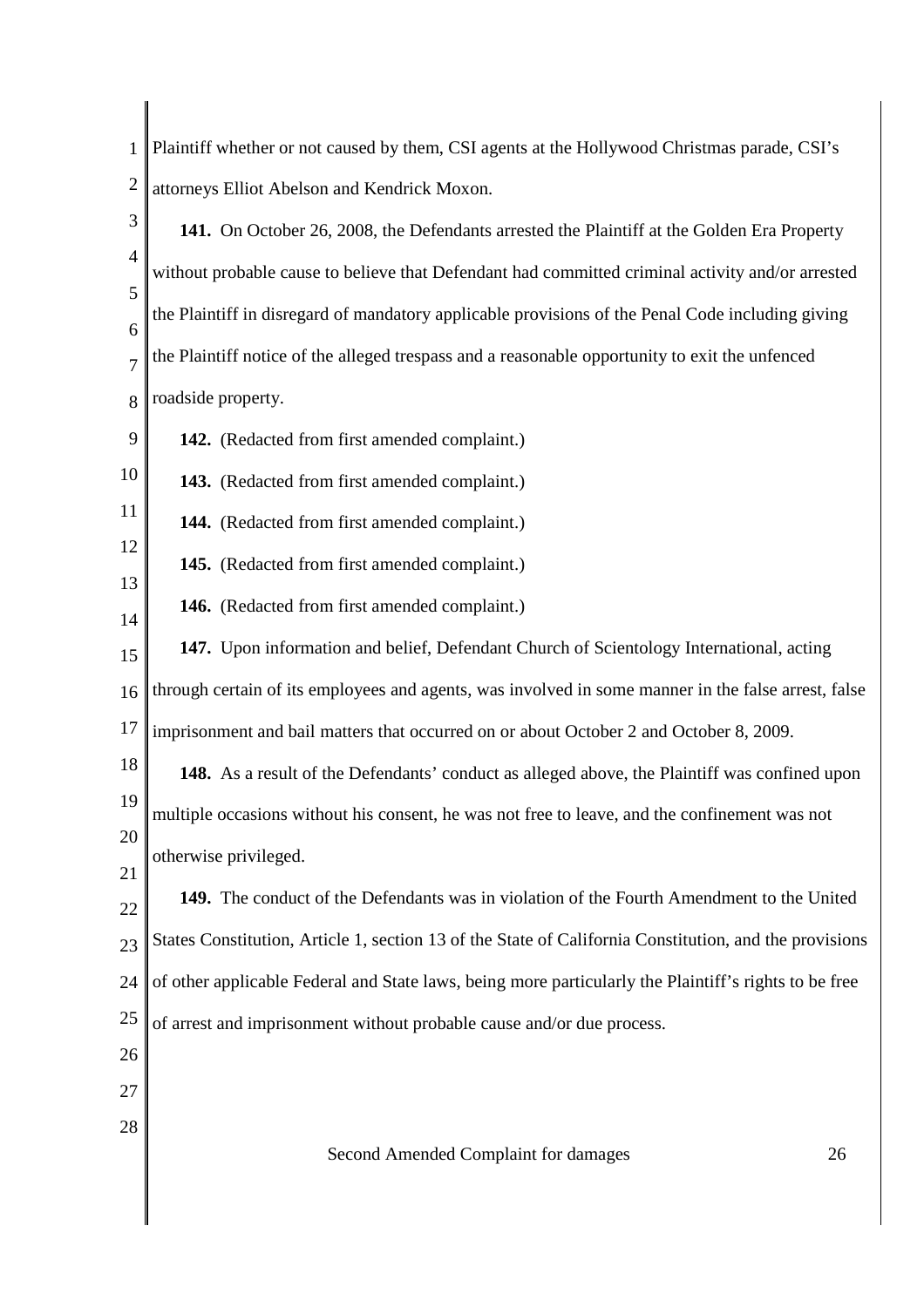Plaintiff whether or not caused by them, CSI agents at the Hollywood Christmas parade, CSI's attorneys Elliot Abelson and Kendrick Moxon.

**141.** On October 26, 2008, the Defendants arrested the Plaintiff at the Golden Era Property without probable cause to believe that Defendant had committed criminal activity and/or arrested the Plaintiff in disregard of mandatory applicable provisions of the Penal Code including giving the Plaintiff notice of the alleged trespass and a reasonable opportunity to exit the unfenced roadside property.

**142.** (Redacted from first amended complaint.)

**143.** (Redacted from first amended complaint.)

**144.** (Redacted from first amended complaint.)

**145.** (Redacted from first amended complaint.)

**146.** (Redacted from first amended complaint.)

**147.** Upon information and belief, Defendant Church of Scientology International, acting through certain of its employees and agents, was involved in some manner in the false arrest, false imprisonment and bail matters that occurred on or about October 2 and October 8, 2009.

**148.** As a result of the Defendants' conduct as alleged above, the Plaintiff was confined upon multiple occasions without his consent, he was not free to leave, and the confinement was not otherwise privileged.

**149.** The conduct of the Defendants was in violation of the Fourth Amendment to the United States Constitution, Article 1, section 13 of the State of California Constitution, and the provisions of other applicable Federal and State laws, being more particularly the Plaintiff's rights to be free of arrest and imprisonment without probable cause and/or due process.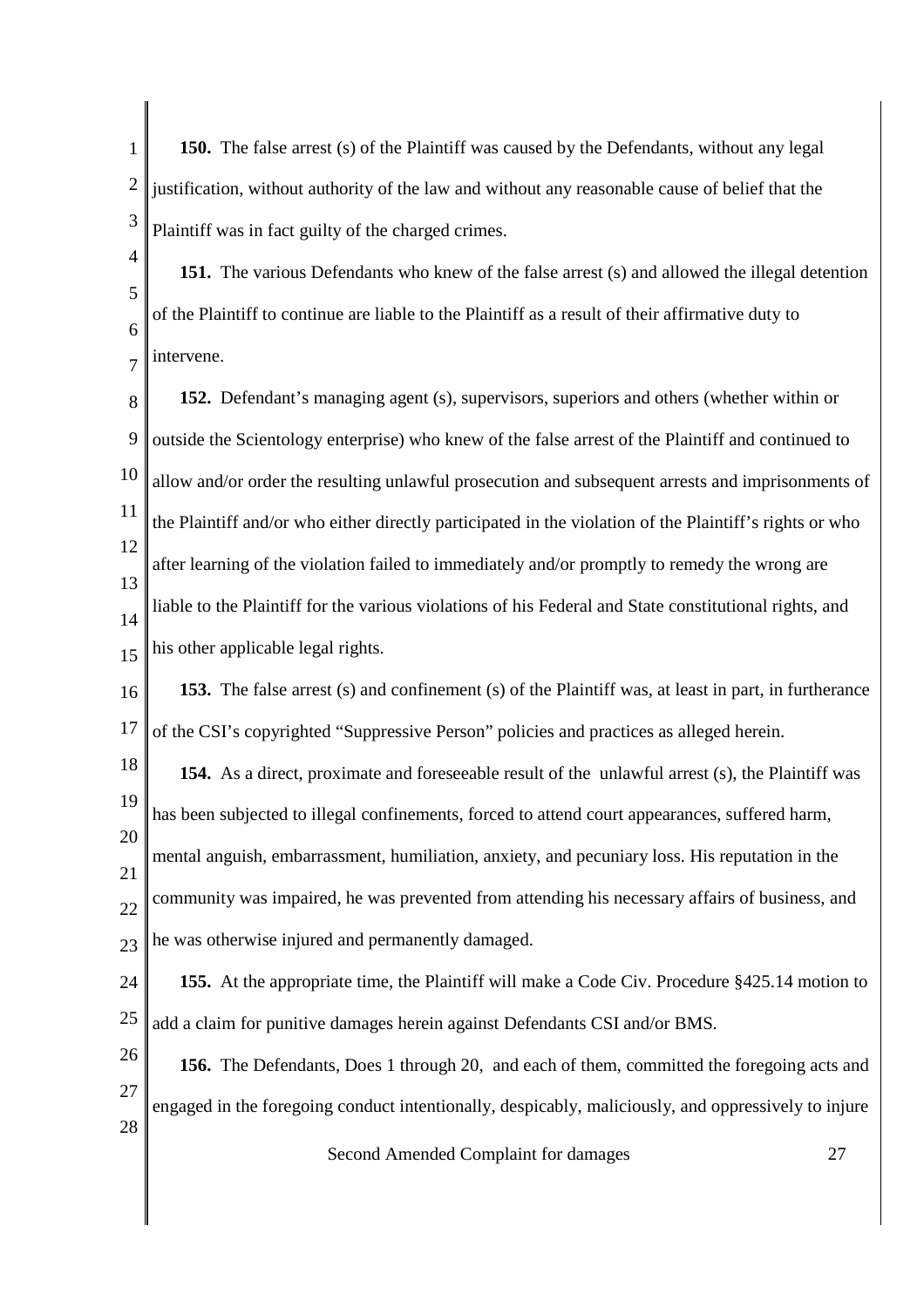**150.** The false arrest (s) of the Plaintiff was caused by the Defendants, without any legal justification, without authority of the law and without any reasonable cause of belief that the Plaintiff was in fact guilty of the charged crimes.

**151.** The various Defendants who knew of the false arrest (s) and allowed the illegal detention of the Plaintiff to continue are liable to the Plaintiff as a result of their affirmative duty to intervene.

**152.** Defendant's managing agent (s), supervisors, superiors and others (whether within or outside the Scientology enterprise) who knew of the false arrest of the Plaintiff and continued to allow and/or order the resulting unlawful prosecution and subsequent arrests and imprisonments of the Plaintiff and/or who either directly participated in the violation of the Plaintiff's rights or who after learning of the violation failed to immediately and/or promptly to remedy the wrong are liable to the Plaintiff for the various violations of his Federal and State constitutional rights, and his other applicable legal rights.

**153.** The false arrest (s) and confinement (s) of the Plaintiff was, at least in part, in furtherance of the CSI's copyrighted "Suppressive Person" policies and practices as alleged herein.

**154.** As a direct, proximate and foreseeable result of the unlawful arrest (s), the Plaintiff was has been subjected to illegal confinements, forced to attend court appearances, suffered harm, mental anguish, embarrassment, humiliation, anxiety, and pecuniary loss. His reputation in the community was impaired, he was prevented from attending his necessary affairs of business, and he was otherwise injured and permanently damaged.

**155.** At the appropriate time, the Plaintiff will make a Code Civ. Procedure §425.14 motion to add a claim for punitive damages herein against Defendants CSI and/or BMS.

**156.** The Defendants, Does 1 through 20, and each of them, committed the foregoing acts and engaged in the foregoing conduct intentionally, despicably, maliciously, and oppressively to injure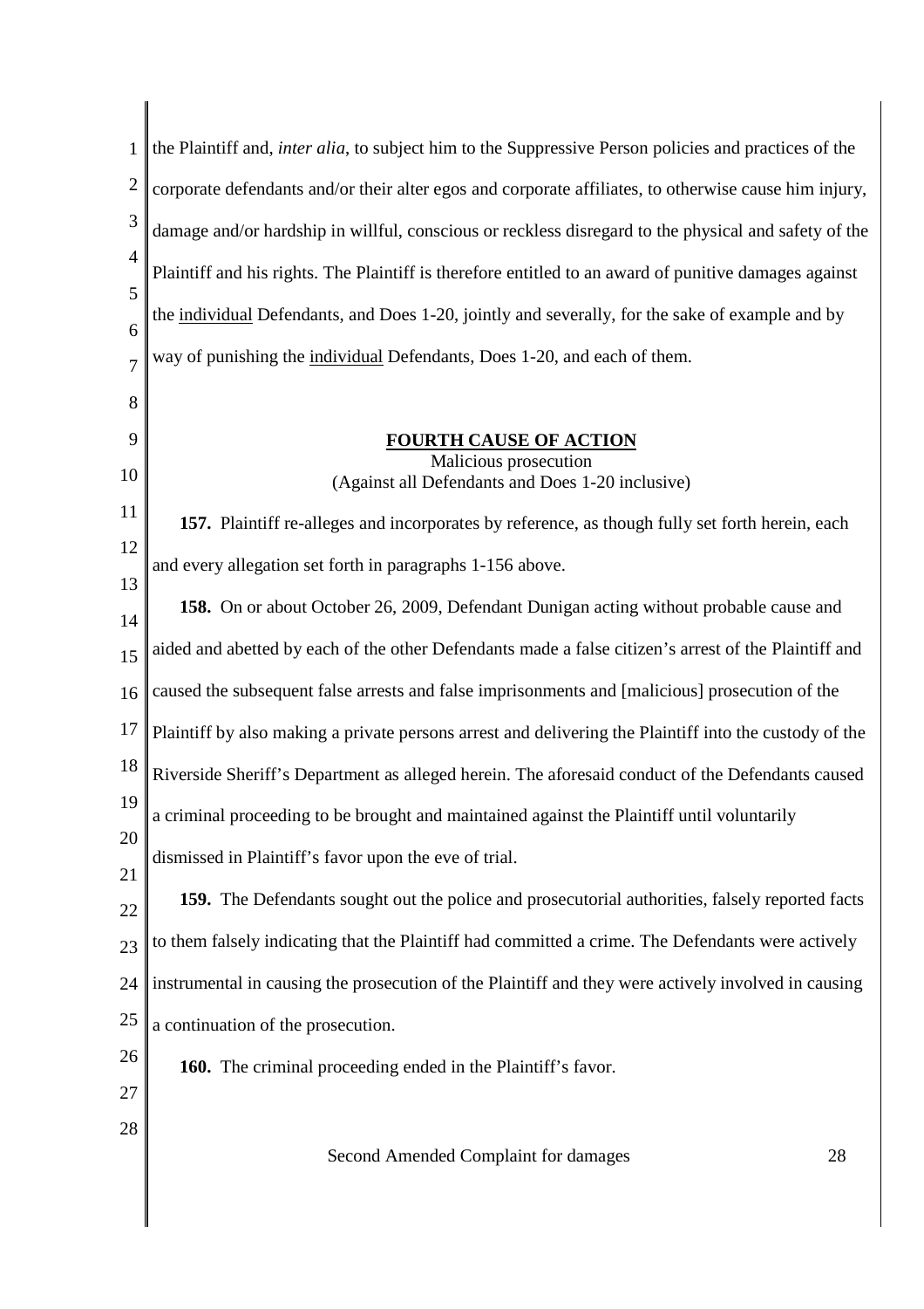the Plaintiff and, *inter alia*, to subject him to the Suppressive Person policies and practices of the corporate defendants and/or their alter egos and corporate affiliates, to otherwise cause him injury, damage and/or hardship in willful, conscious or reckless disregard to the physical and safety of the Plaintiff and his rights. The Plaintiff is therefore entitled to an award of punitive damages against the <u>individual</u> Defendants, and Does 1-20, jointly and severally, for the sake of example and by way of punishing the <u>individual</u> Defendants, Does 1-20, and each of them.

## FOURTH CAUSE OF ACTION

Malicious prosecution
(Against all Defendants and Does 1-20 inclusive)

**157.** Plaintiff re-alleges and incorporates by reference, as though fully set forth herein, each and every allegation set forth in paragraphs 1-156 above.

**158.** On or about October 26, 2009, Defendant Dunigan acting without probable cause and aided and abetted by each of the other Defendants made a false citizen's arrest of the Plaintiff and caused the subsequent false arrests and false imprisonments and [malicious] prosecution of the Plaintiff by also making a private persons arrest and delivering the Plaintiff into the custody of the Riverside Sheriff's Department as alleged herein. The aforesaid conduct of the Defendants caused a criminal proceeding to be brought and maintained against the Plaintiff until voluntarily dismissed in Plaintiff's favor upon the eve of trial.

**159.** The Defendants sought out the police and prosecutorial authorities, falsely reported facts to them falsely indicating that the Plaintiff had committed a crime. The Defendants were actively instrumental in causing the prosecution of the Plaintiff and they were actively involved in causing a continuation of the prosecution.

**160.** The criminal proceeding ended in the Plaintiff's favor.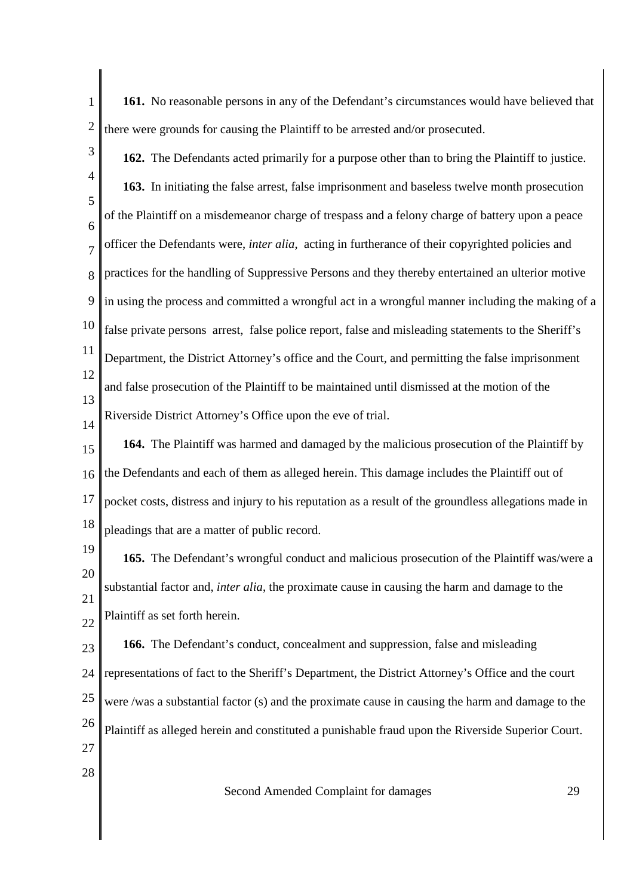**161.** No reasonable persons in any of the Defendant's circumstances would have believed that there were grounds for causing the Plaintiff to be arrested and/or prosecuted.

**162.** The Defendants acted primarily for a purpose other than to bring the Plaintiff to justice.

**163.** In initiating the false arrest, false imprisonment and baseless twelve month prosecution of the Plaintiff on a misdemeanor charge of trespass and a felony charge of battery upon a peace officer the Defendants were, *inter alia*, acting in furtherance of their copyrighted policies and practices for the handling of Suppressive Persons and they thereby entertained an ulterior motive in using the process and committed a wrongful act in a wrongful manner including the making of a false private persons arrest, false police report, false and misleading statements to the Sheriff's Department, the District Attorney's office and the Court, and permitting the false imprisonment and false prosecution of the Plaintiff to be maintained until dismissed at the motion of the Riverside District Attorney's Office upon the eve of trial.

**164.** The Plaintiff was harmed and damaged by the malicious prosecution of the Plaintiff by the Defendants and each of them as alleged herein. This damage includes the Plaintiff out of pocket costs, distress and injury to his reputation as a result of the groundless allegations made in pleadings that are a matter of public record.

**165.** The Defendant's wrongful conduct and malicious prosecution of the Plaintiff was/were a substantial factor and, *inter alia*, the proximate cause in causing the harm and damage to the Plaintiff as set forth herein.

**166.** The Defendant's conduct, concealment and suppression, false and misleading representations of fact to the Sheriff's Department, the District Attorney's Office and the court were /was a substantial factor (s) and the proximate cause in causing the harm and damage to the Plaintiff as alleged herein and constituted a punishable fraud upon the Riverside Superior Court.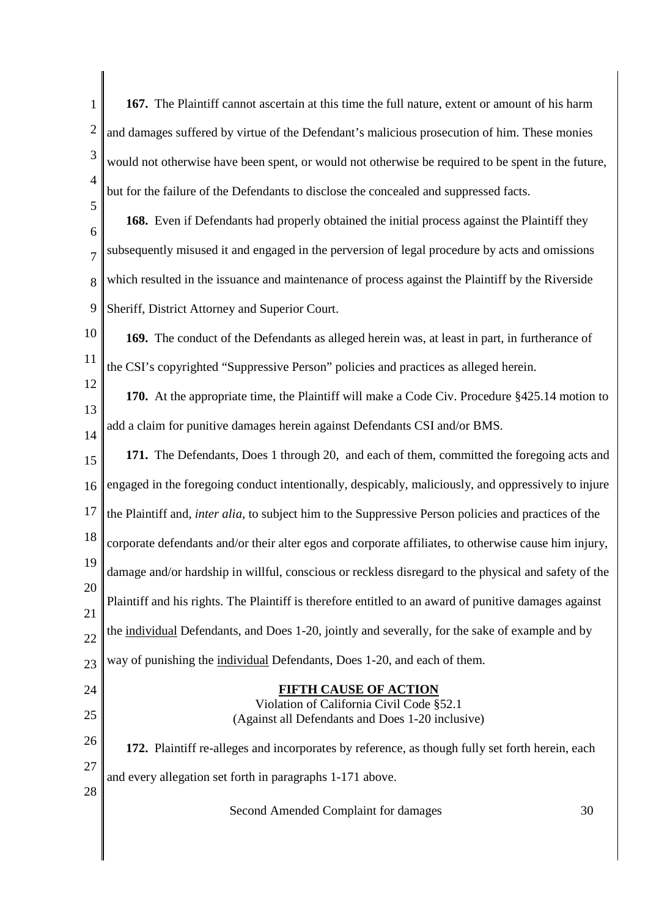**167.** The Plaintiff cannot ascertain at this time the full nature, extent or amount of his harm and damages suffered by virtue of the Defendant's malicious prosecution of him. These monies would not otherwise have been spent, or would not otherwise be required to be spent in the future, but for the failure of the Defendants to disclose the concealed and suppressed facts.

**168.** Even if Defendants had properly obtained the initial process against the Plaintiff they subsequently misused it and engaged in the perversion of legal procedure by acts and omissions which resulted in the issuance and maintenance of process against the Plaintiff by the Riverside Sheriff, District Attorney and Superior Court.

**169.** The conduct of the Defendants as alleged herein was, at least in part, in furtherance of the CSI's copyrighted "Suppressive Person" policies and practices as alleged herein.

**170.** At the appropriate time, the Plaintiff will make a Code Civ. Procedure §425.14 motion to add a claim for punitive damages herein against Defendants CSI and/or BMS.

**171.** The Defendants, Does 1 through 20, and each of them, committed the foregoing acts and engaged in the foregoing conduct intentionally, despicably, maliciously, and oppressively to injure the Plaintiff and, *inter alia*, to subject him to the Suppressive Person policies and practices of the corporate defendants and/or their alter egos and corporate affiliates, to otherwise cause him injury, damage and/or hardship in willful, conscious or reckless disregard to the physical and safety of the Plaintiff and his rights. The Plaintiff is therefore entitled to an award of punitive damages against the individual Defendants, and Does 1-20, jointly and severally, for the sake of example and by way of punishing the individual Defendants, Does 1-20, and each of them.

**FIFTH CAUSE OF ACTION**

Violation of California Civil Code §52.1

(Against all Defendants and Does 1-20 inclusive)

**172.** Plaintiff re-alleges and incorporates by reference, as though fully set forth herein, each and every allegation set forth in paragraphs 1-171 above.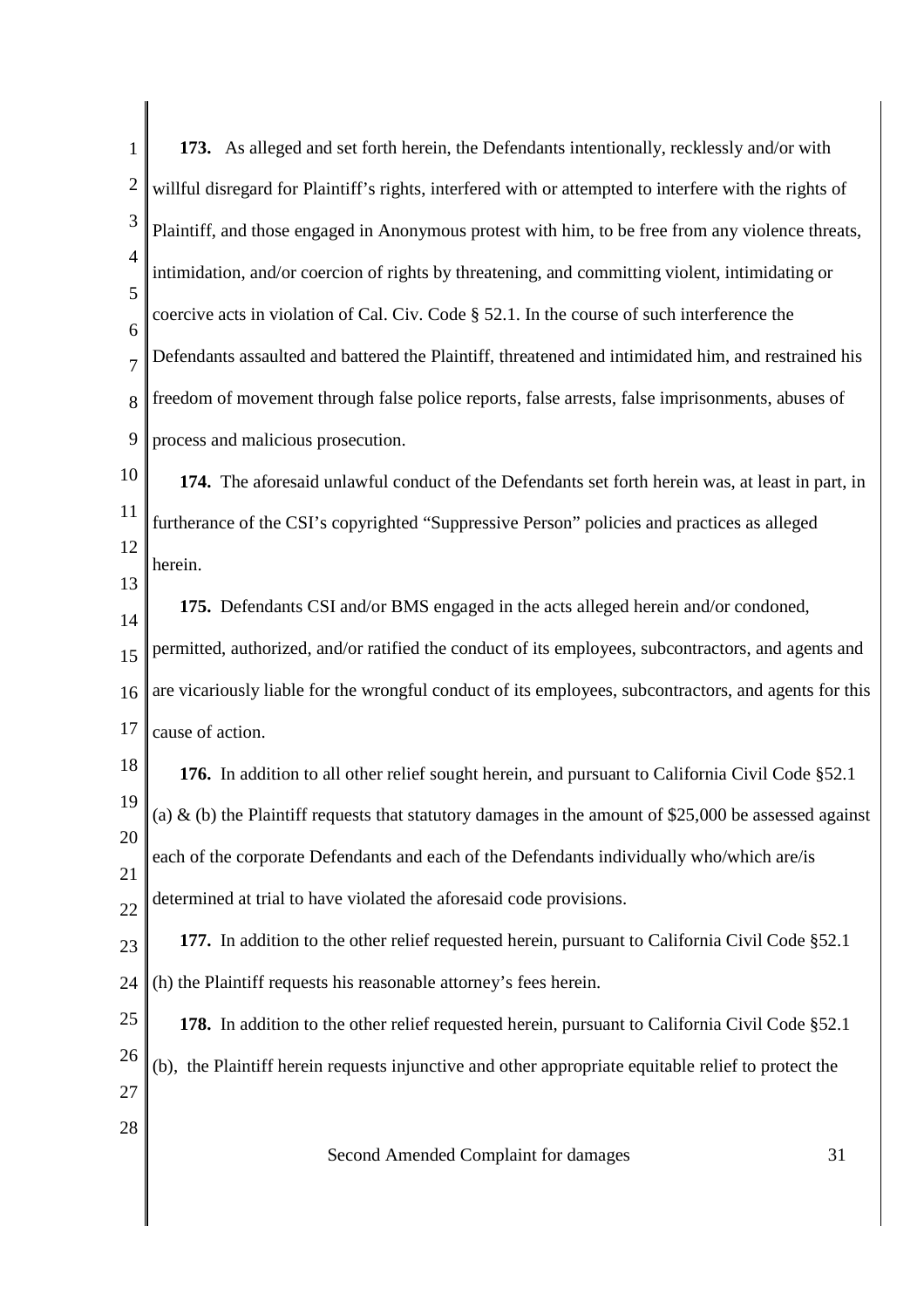**173.** As alleged and set forth herein, the Defendants intentionally, recklessly and/or with willful disregard for Plaintiff's rights, interfered with or attempted to interfere with the rights of Plaintiff, and those engaged in Anonymous protest with him, to be free from any violence threats, intimidation, and/or coercion of rights by threatening, and committing violent, intimidating or coercive acts in violation of Cal. Civ. Code § 52.1. In the course of such interference the Defendants assaulted and battered the Plaintiff, threatened and intimidated him, and restrained his freedom of movement through false police reports, false arrests, false imprisonments, abuses of process and malicious prosecution.

**174.** The aforesaid unlawful conduct of the Defendants set forth herein was, at least in part, in furtherance of the CSI's copyrighted "Suppressive Person" policies and practices as alleged herein.

**175.** Defendants CSI and/or BMS engaged in the acts alleged herein and/or condoned, permitted, authorized, and/or ratified the conduct of its employees, subcontractors, and agents and are vicariously liable for the wrongful conduct of its employees, subcontractors, and agents for this cause of action.

**176.** In addition to all other relief sought herein, and pursuant to California Civil Code §52.1 (a) & (b) the Plaintiff requests that statutory damages in the amount of $25,000 be assessed against each of the corporate Defendants and each of the Defendants individually who/which are/is determined at trial to have violated the aforesaid code provisions.

**177.** In addition to the other relief requested herein, pursuant to California Civil Code §52.1 (h) the Plaintiff requests his reasonable attorney's fees herein.

**178.** In addition to the other relief requested herein, pursuant to California Civil Code §52.1 (b), the Plaintiff herein requests injunctive and other appropriate equitable relief to protect the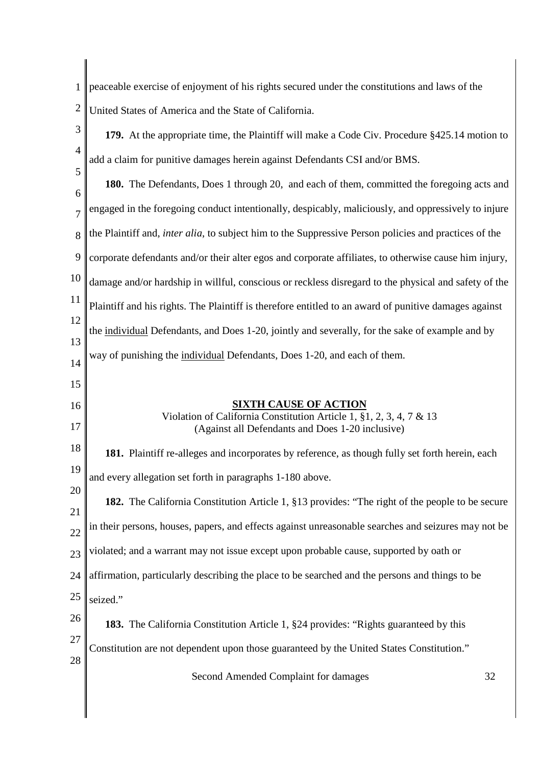peaceable exercise of enjoyment of his rights secured under the constitutions and laws of the United States of America and the State of California.

**179.** At the appropriate time, the Plaintiff will make a Code Civ. Procedure §425.14 motion to add a claim for punitive damages herein against Defendants CSI and/or BMS.

**180.** The Defendants, Does 1 through 20, and each of them, committed the foregoing acts and engaged in the foregoing conduct intentionally, despicably, maliciously, and oppressively to injure the Plaintiff and, *inter alia*, to subject him to the Suppressive Person policies and practices of the corporate defendants and/or their alter egos and corporate affiliates, to otherwise cause him injury, damage and/or hardship in willful, conscious or reckless disregard to the physical and safety of the Plaintiff and his rights. The Plaintiff is therefore entitled to an award of punitive damages against the individual Defendants, and Does 1-20, jointly and severally, for the sake of example and by way of punishing the individual Defendants, Does 1-20, and each of them.

**SIXTH CAUSE OF ACTION**

Violation of California Constitution Article 1, §1, 2, 3, 4, 7 & 13
(Against all Defendants and Does 1-20 inclusive)

**181.** Plaintiff re-alleges and incorporates by reference, as though fully set forth herein, each and every allegation set forth in paragraphs 1-180 above.

**182.** The California Constitution Article 1, §13 provides: "The right of the people to be secure in their persons, houses, papers, and effects against unreasonable searches and seizures may not be violated; and a warrant may not issue except upon probable cause, supported by oath or affirmation, particularly describing the place to be searched and the persons and things to be seized."

**183.** The California Constitution Article 1, §24 provides: "Rights guaranteed by this Constitution are not dependent upon those guaranteed by the United States Constitution."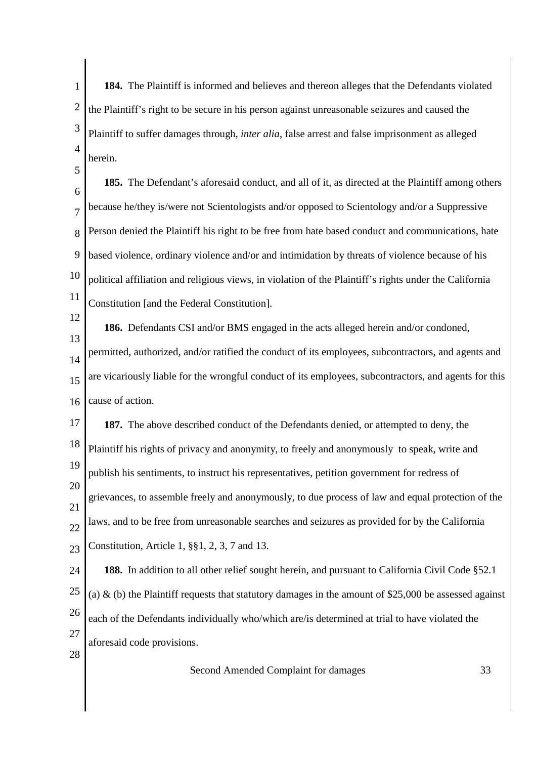**184.** The Plaintiff is informed and believes and thereon alleges that the Defendants violated the Plaintiff's right to be secure in his person against unreasonable seizures and caused the Plaintiff to suffer damages through, *inter alia*, false arrest and false imprisonment as alleged herein.

**185.** The Defendant's aforesaid conduct, and all of it, as directed at the Plaintiff among others because he/they is/were not Scientologists and/or opposed to Scientology and/or a Suppressive Person denied the Plaintiff his right to be free from hate based conduct and communications, hate based violence, ordinary violence and/or and intimidation by threats of violence because of his political affiliation and religious views, in violation of the Plaintiff's rights under the California Constitution [and the Federal Constitution].

**186.** Defendants CSI and/or BMS engaged in the acts alleged herein and/or condoned, permitted, authorized, and/or ratified the conduct of its employees, subcontractors, and agents and are vicariously liable for the wrongful conduct of its employees, subcontractors, and agents for this cause of action.

**187.** The above described conduct of the Defendants denied, or attempted to deny, the Plaintiff his rights of privacy and anonymity, to freely and anonymously to speak, write and publish his sentiments, to instruct his representatives, petition government for redress of grievances, to assemble freely and anonymously, to due process of law and equal protection of the laws, and to be free from unreasonable searches and seizures as provided for by the California Constitution, Article 1, §§1, 2, 3, 7 and 13.

**188.** In addition to all other relief sought herein, and pursuant to California Civil Code §52.1 (a) & (b) the Plaintiff requests that statutory damages in the amount of $25,000 be assessed against each of the Defendants individually who/which are/is determined at trial to have violated the aforesaid code provisions.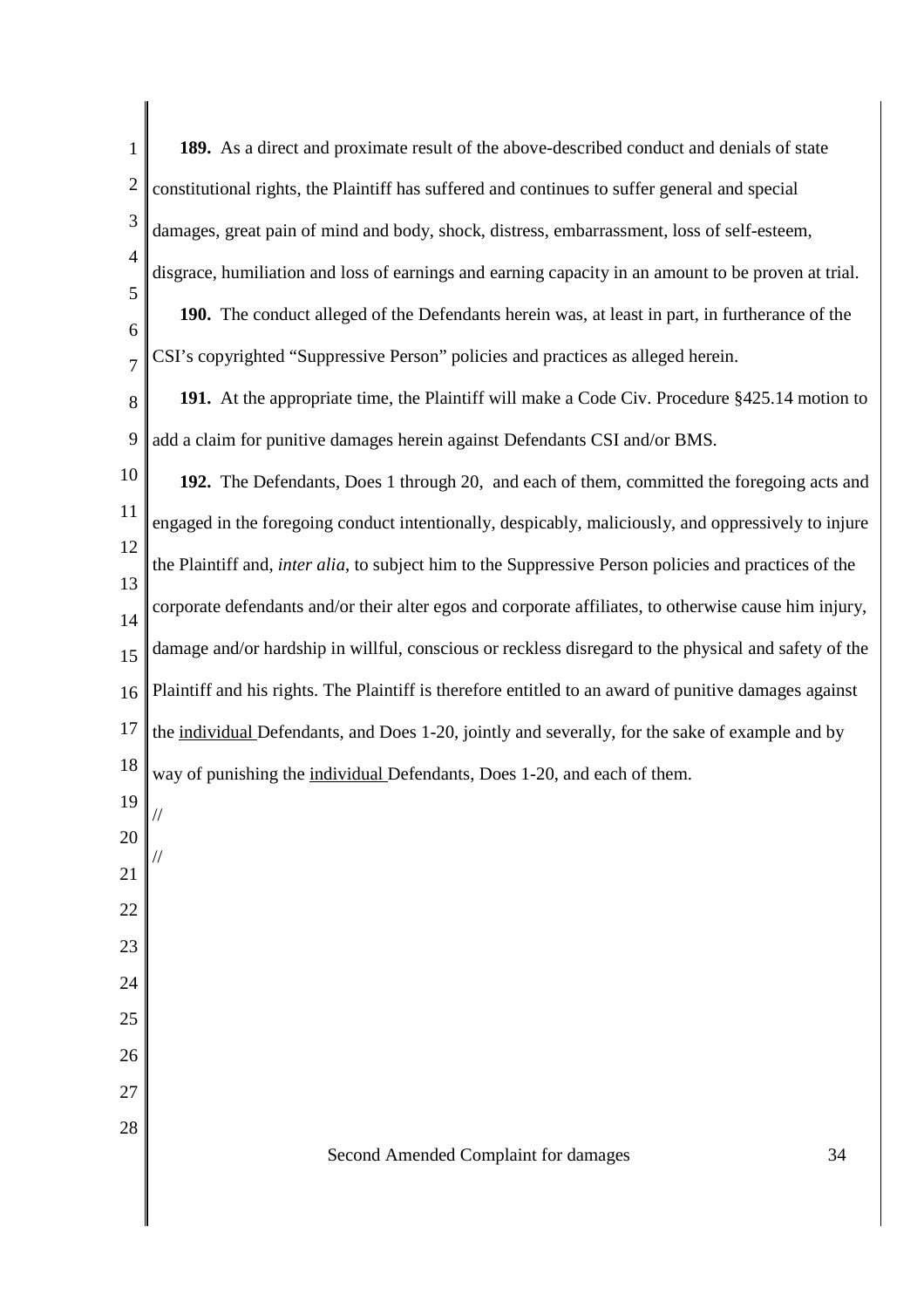**189.** As a direct and proximate result of the above-described conduct and denials of state constitutional rights, the Plaintiff has suffered and continues to suffer general and special damages, great pain of mind and body, shock, distress, embarrassment, loss of self-esteem, disgrace, humiliation and loss of earnings and earning capacity in an amount to be proven at trial.

**190.** The conduct alleged of the Defendants herein was, at least in part, in furtherance of the CSI's copyrighted "Suppressive Person" policies and practices as alleged herein.

**191.** At the appropriate time, the Plaintiff will make a Code Civ. Procedure §425.14 motion to add a claim for punitive damages herein against Defendants CSI and/or BMS.

**192.** The Defendants, Does 1 through 20, and each of them, committed the foregoing acts and engaged in the foregoing conduct intentionally, despicably, maliciously, and oppressively to injure the Plaintiff and, *inter alia*, to subject him to the Suppressive Person policies and practices of the corporate defendants and/or their alter egos and corporate affiliates, to otherwise cause him injury, damage and/or hardship in willful, conscious or reckless disregard to the physical and safety of the Plaintiff and his rights. The Plaintiff is therefore entitled to an award of punitive damages against the individual Defendants, and Does 1-20, jointly and severally, for the sake of example and by way of punishing the individual Defendants, Does 1-20, and each of them.

//

//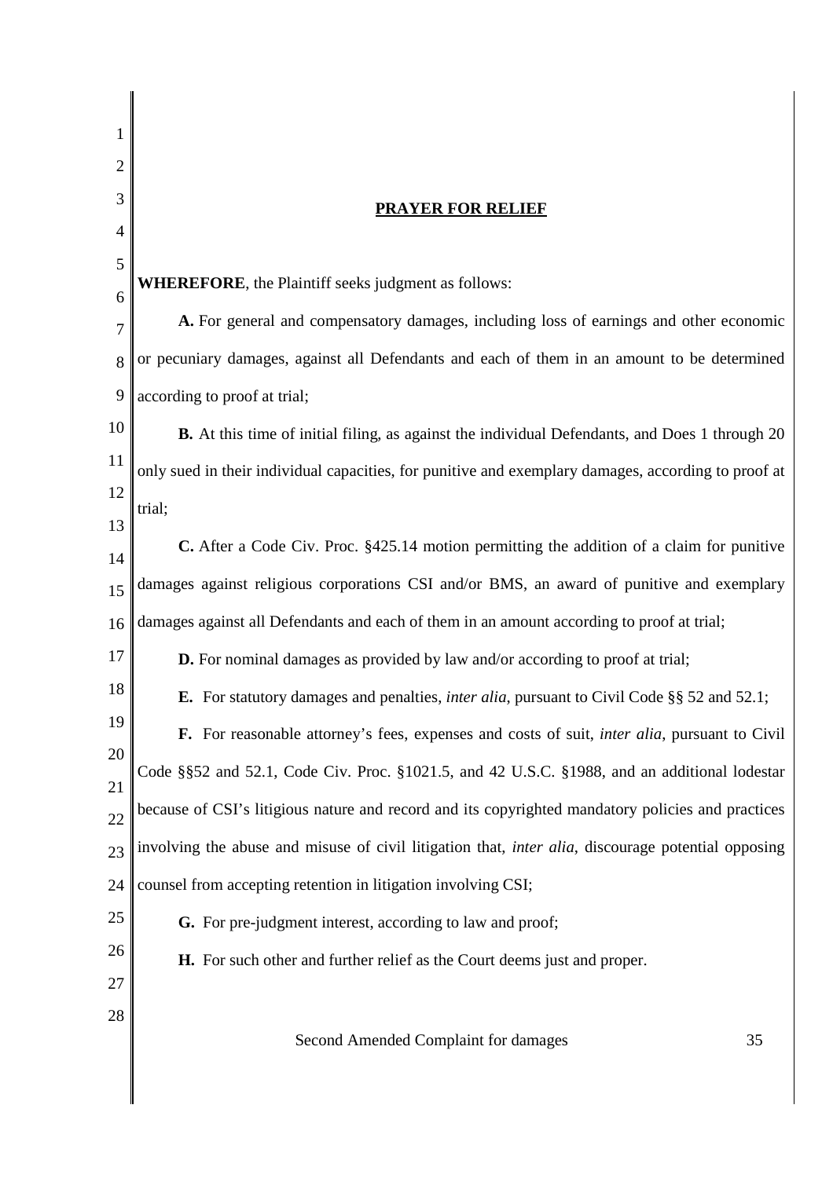## PRAYER FOR RELIEF

**WHEREFORE**, the Plaintiff seeks judgment as follows:

**A.** For general and compensatory damages, including loss of earnings and other economic or pecuniary damages, against all Defendants and each of them in an amount to be determined according to proof at trial;

**B.** At this time of initial filing, as against the individual Defendants, and Does 1 through 20 only sued in their individual capacities, for punitive and exemplary damages, according to proof at trial;

**C.** After a Code Civ. Proc. §425.14 motion permitting the addition of a claim for punitive damages against religious corporations CSI and/or BMS, an award of punitive and exemplary damages against all Defendants and each of them in an amount according to proof at trial;

**D.** For nominal damages as provided by law and/or according to proof at trial;

**E.** For statutory damages and penalties, *inter alia*, pursuant to Civil Code §§ 52 and 52.1;

**F.** For reasonable attorney's fees, expenses and costs of suit, *inter alia*, pursuant to Civil Code §§52 and 52.1, Code Civ. Proc. §1021.5, and 42 U.S.C. §1988, and an additional lodestar because of CSI's litigious nature and record and its copyrighted mandatory policies and practices involving the abuse and misuse of civil litigation that, *inter alia*, discourage potential opposing counsel from accepting retention in litigation involving CSI;

**G.** For pre-judgment interest, according to law and proof;

**H.** For such other and further relief as the Court deems just and proper.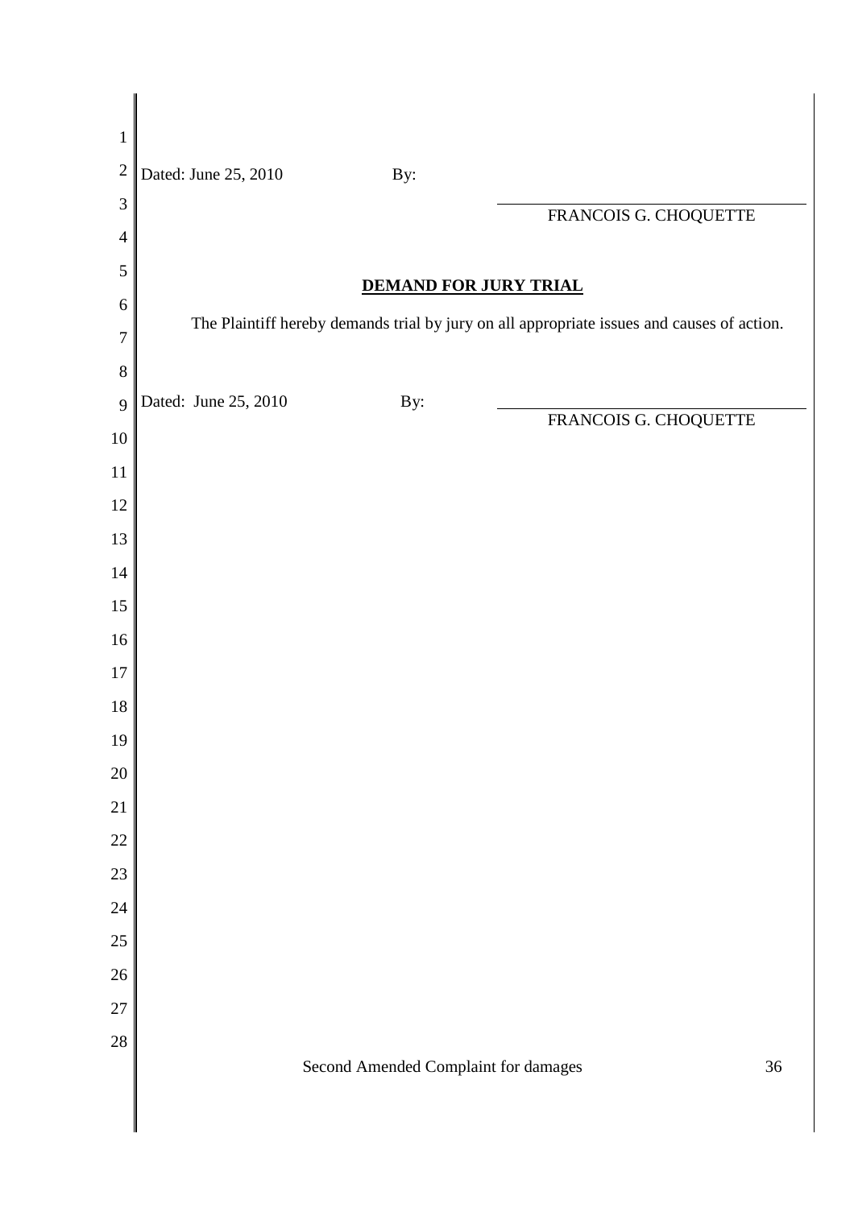Dated: June 25, 2010 By:

FRANCOIS G. CHOQUETTE

**DEMAND FOR JURY TRIAL**

The Plaintiff hereby demands trial by jury on all appropriate issues and causes of action.

Dated: June 25, 2010 By:

FRANCOIS G. CHOQUETTE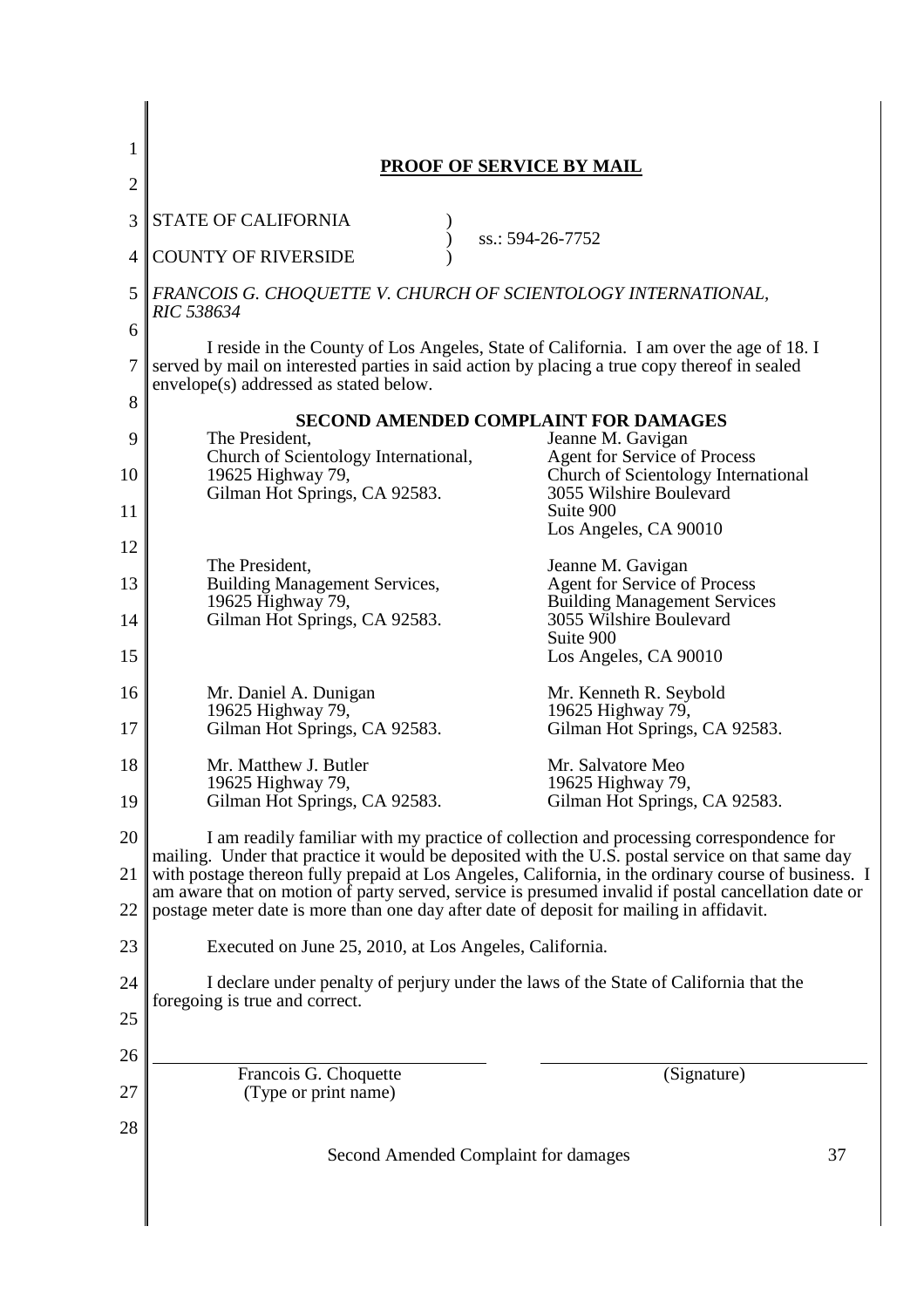## PROOF OF SERVICE BY MAIL

STATE OF CALIFORNIA )
) ss.: 594-26-7752
COUNTY OF RIVERSIDE )

*FRANCOIS G. CHOQUETTE V. CHURCH OF SCIENTOLOGY INTERNATIONAL, RIC 538634*

I reside in the County of Los Angeles, State of California. I am over the age of 18. I served by mail on interested parties in said action by placing a true copy thereof in sealed envelope(s) addressed as stated below.

**SECOND AMENDED COMPLAINT FOR DAMAGES**

| | |
|---|---|
| The President,<br>Church of Scientology International,<br>19625 Highway 79,<br>Gilman Hot Springs, CA 92583. | Jeanne M. Gavigan<br>Agent for Service of Process<br>Church of Scientology International<br>3055 Wilshire Boulevard<br>Suite 900<br>Los Angeles, CA 90010 |
| The President,<br>Building Management Services,<br>19625 Highway 79,<br>Gilman Hot Springs, CA 92583. | Jeanne M. Gavigan<br>Agent for Service of Process<br>Building Management Services<br>3055 Wilshire Boulevard<br>Suite 900<br>Los Angeles, CA 90010 |
| Mr. Daniel A. Dunigan<br>19625 Highway 79,<br>Gilman Hot Springs, CA 92583. | Mr. Kenneth R. Seybold<br>19625 Highway 79,<br>Gilman Hot Springs, CA 92583. |
| Mr. Matthew J. Butler<br>19625 Highway 79,<br>Gilman Hot Springs, CA 92583. | Mr. Salvatore Meo<br>19625 Highway 79,<br>Gilman Hot Springs, CA 92583. |

I am readily familiar with my practice of collection and processing correspondence for mailing. Under that practice it would be deposited with the U.S. postal service on that same day with postage thereon fully prepaid at Los Angeles, California, in the ordinary course of business. I am aware that on motion of party served, service is presumed invalid if postal cancellation date or postage meter date is more than one day after date of deposit for mailing in affidavit.

Executed on June 25, 2010, at Los Angeles, California.

I declare under penalty of perjury under the laws of the State of California that the foregoing is true and correct.

Francois G. Choquette
(Type or print name)

(Signature)